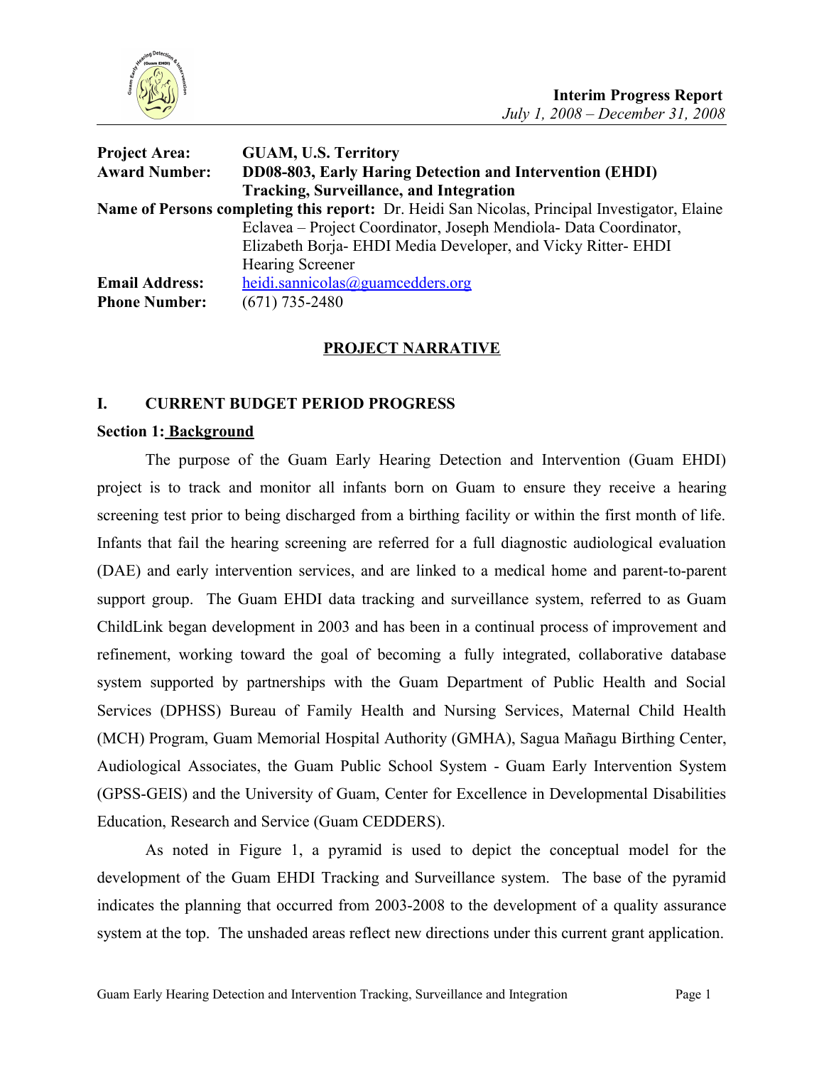**Interim Progress Report**
*July 1, 2008 – December 31, 2008*

**Project Area:** **GUAM, U.S. Territory**
**Award Number:** **DD08-803, Early Haring Detection and Intervention (EHDI) Tracking, Surveillance, and Integration**
**Name of Persons completing this report:** Dr. Heidi San Nicolas, Principal Investigator, Elaine Eclavea – Project Coordinator, Joseph Mendiola- Data Coordinator, Elizabeth Borja- EHDI Media Developer, and Vicky Ritter- EHDI Hearing Screener
**Email Address:** heidi.sannicolas@guamcedders.org
**Phone Number:** (671) 735-2480

## PROJECT NARRATIVE

## I. CURRENT BUDGET PERIOD PROGRESS

### Section 1: Background

The purpose of the Guam Early Hearing Detection and Intervention (Guam EHDI) project is to track and monitor all infants born on Guam to ensure they receive a hearing screening test prior to being discharged from a birthing facility or within the first month of life. Infants that fail the hearing screening are referred for a full diagnostic audiological evaluation (DAE) and early intervention services, and are linked to a medical home and parent-to-parent support group. The Guam EHDI data tracking and surveillance system, referred to as Guam ChildLink began development in 2003 and has been in a continual process of improvement and refinement, working toward the goal of becoming a fully integrated, collaborative database system supported by partnerships with the Guam Department of Public Health and Social Services (DPHSS) Bureau of Family Health and Nursing Services, Maternal Child Health (MCH) Program, Guam Memorial Hospital Authority (GMHA), Sagua Mañagu Birthing Center, Audiological Associates, the Guam Public School System - Guam Early Intervention System (GPSS-GEIS) and the University of Guam, Center for Excellence in Developmental Disabilities Education, Research and Service (Guam CEDDERS).

As noted in Figure 1, a pyramid is used to depict the conceptual model for the development of the Guam EHDI Tracking and Surveillance system. The base of the pyramid indicates the planning that occurred from 2003-2008 to the development of a quality assurance system at the top. The unshaded areas reflect new directions under this current grant application.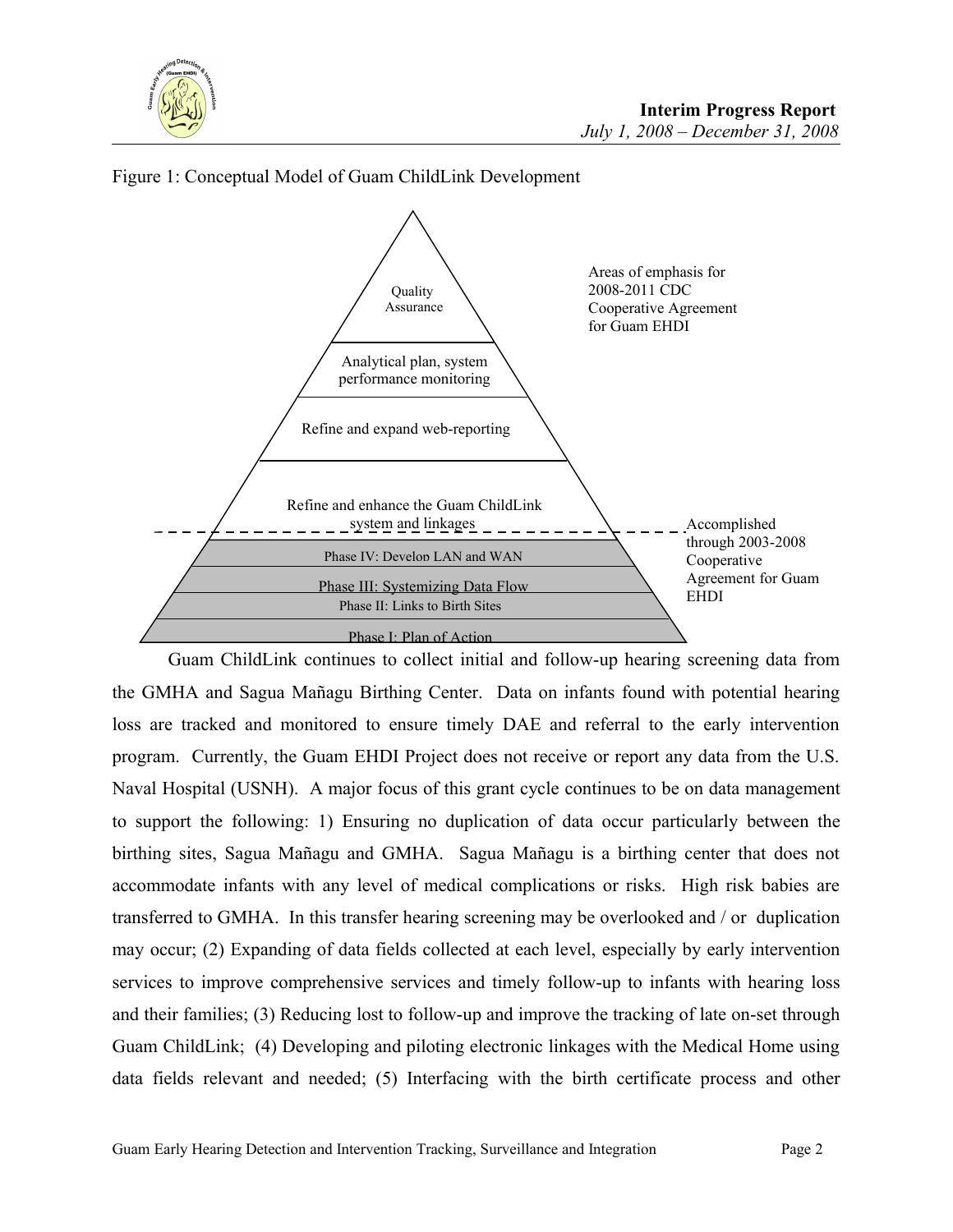Figure 1: Conceptual Model of Guam ChildLink Development

Quality Assurance

Analytical plan, system performance monitoring

Refine and expand web-reporting

Refine and enhance the Guam ChildLink system and linkages

Phase IV: Develop LAN and WAN

Phase III: Systemizing Data Flow

Phase II: Links to Birth Sites

Phase I: Plan of Action

Areas of emphasis for 2008-2011 CDC Cooperative Agreement for Guam EHDI

Accomplished through 2003-2008 Cooperative Agreement for Guam EHDI

Guam ChildLink continues to collect initial and follow-up hearing screening data from the GMHA and Sagua Mañagu Birthing Center. Data on infants found with potential hearing loss are tracked and monitored to ensure timely DAE and referral to the early intervention program. Currently, the Guam EHDI Project does not receive or report any data from the U.S. Naval Hospital (USNH). A major focus of this grant cycle continues to be on data management to support the following: 1) Ensuring no duplication of data occur particularly between the birthing sites, Sagua Mañagu and GMHA. Sagua Mañagu is a birthing center that does not accommodate infants with any level of medical complications or risks. High risk babies are transferred to GMHA. In this transfer hearing screening may be overlooked and / or duplication may occur; (2) Expanding of data fields collected at each level, especially by early intervention services to improve comprehensive services and timely follow-up to infants with hearing loss and their families; (3) Reducing lost to follow-up and improve the tracking of late on-set through Guam ChildLink; (4) Developing and piloting electronic linkages with the Medical Home using data fields relevant and needed; (5) Interfacing with the birth certificate process and other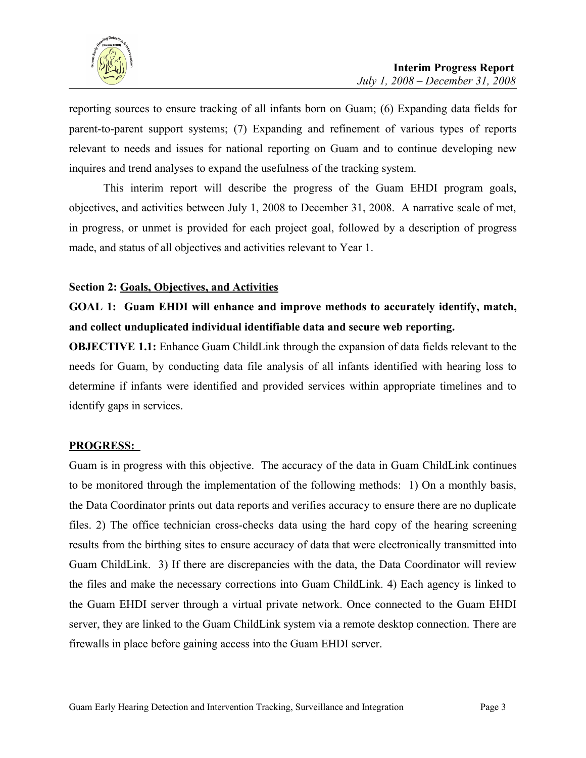reporting sources to ensure tracking of all infants born on Guam; (6) Expanding data fields for parent-to-parent support systems; (7) Expanding and refinement of various types of reports relevant to needs and issues for national reporting on Guam and to continue developing new inquires and trend analyses to expand the usefulness of the tracking system.

This interim report will describe the progress of the Guam EHDI program goals, objectives, and activities between July 1, 2008 to December 31, 2008. A narrative scale of met, in progress, or unmet is provided for each project goal, followed by a description of progress made, and status of all objectives and activities relevant to Year 1.

## Section 2: Goals, Objectives, and Activities

### GOAL 1: Guam EHDI will enhance and improve methods to accurately identify, match, and collect unduplicated individual identifiable data and secure web reporting.

**OBJECTIVE 1.1:** Enhance Guam ChildLink through the expansion of data fields relevant to the needs for Guam, by conducting data file analysis of all infants identified with hearing loss to determine if infants were identified and provided services within appropriate timelines and to identify gaps in services.

**PROGRESS:**

Guam is in progress with this objective. The accuracy of the data in Guam ChildLink continues to be monitored through the implementation of the following methods: 1) On a monthly basis, the Data Coordinator prints out data reports and verifies accuracy to ensure there are no duplicate files. 2) The office technician cross-checks data using the hard copy of the hearing screening results from the birthing sites to ensure accuracy of data that were electronically transmitted into Guam ChildLink. 3) If there are discrepancies with the data, the Data Coordinator will review the files and make the necessary corrections into Guam ChildLink. 4) Each agency is linked to the Guam EHDI server through a virtual private network. Once connected to the Guam EHDI server, they are linked to the Guam ChildLink system via a remote desktop connection. There are firewalls in place before gaining access into the Guam EHDI server.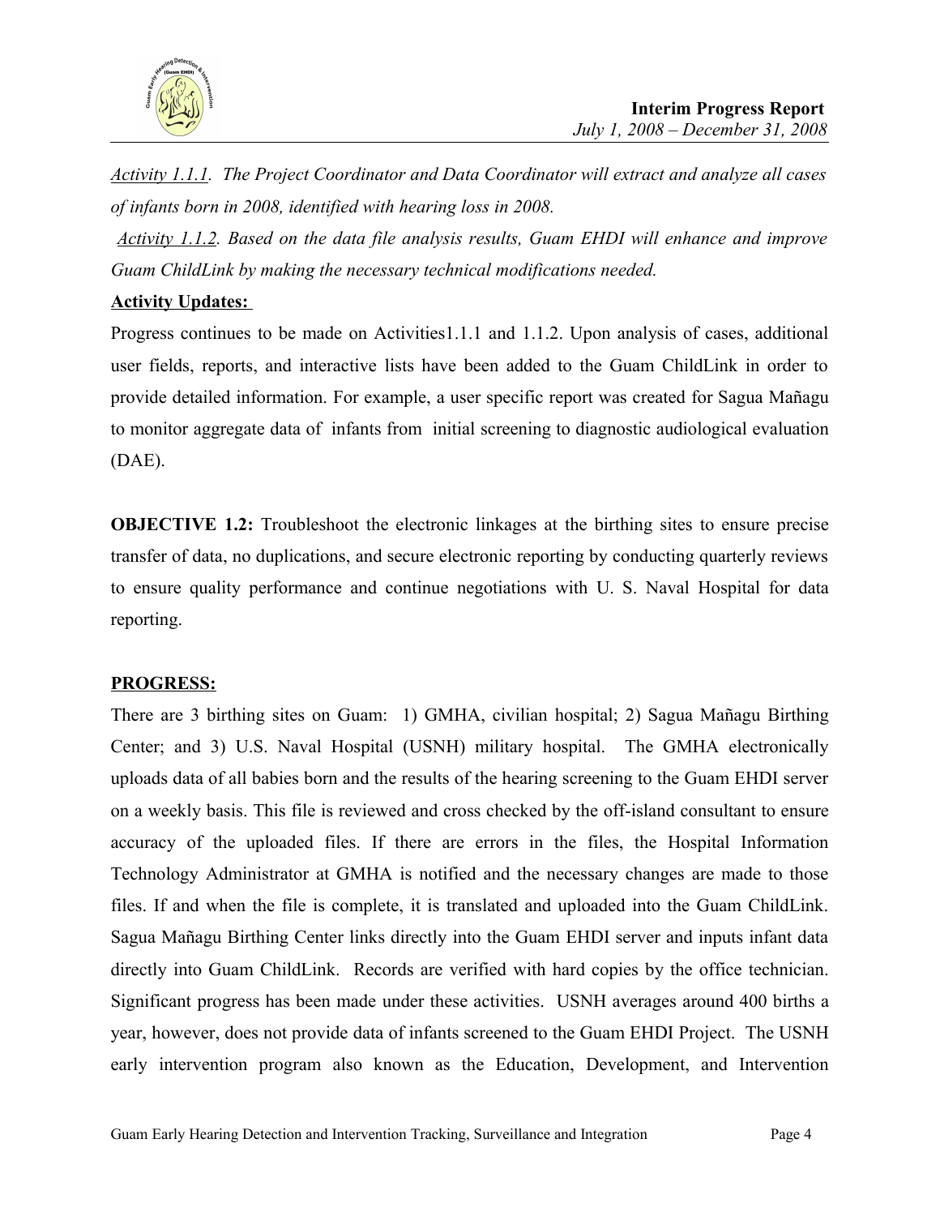*<u>Activity 1.1.1</u>. The Project Coordinator and Data Coordinator will extract and analyze all cases of infants born in 2008, identified with hearing loss in 2008.*

*<u>Activity 1.1.2</u>. Based on the data file analysis results, Guam EHDI will enhance and improve Guam ChildLink by making the necessary technical modifications needed.*

**<u>Activity Updates:</u>**

Progress continues to be made on Activities1.1.1 and 1.1.2. Upon analysis of cases, additional user fields, reports, and interactive lists have been added to the Guam ChildLink in order to provide detailed information. For example, a user specific report was created for Sagua Mañagu to monitor aggregate data of infants from initial screening to diagnostic audiological evaluation (DAE).

**OBJECTIVE 1.2:** Troubleshoot the electronic linkages at the birthing sites to ensure precise transfer of data, no duplications, and secure electronic reporting by conducting quarterly reviews to ensure quality performance and continue negotiations with U. S. Naval Hospital for data reporting.

**<u>PROGRESS:</u>**

There are 3 birthing sites on Guam: 1) GMHA, civilian hospital; 2) Sagua Mañagu Birthing Center; and 3) U.S. Naval Hospital (USNH) military hospital. The GMHA electronically uploads data of all babies born and the results of the hearing screening to the Guam EHDI server on a weekly basis. This file is reviewed and cross checked by the off-island consultant to ensure accuracy of the uploaded files. If there are errors in the files, the Hospital Information Technology Administrator at GMHA is notified and the necessary changes are made to those files. If and when the file is complete, it is translated and uploaded into the Guam ChildLink. Sagua Mañagu Birthing Center links directly into the Guam EHDI server and inputs infant data directly into Guam ChildLink. Records are verified with hard copies by the office technician. Significant progress has been made under these activities. USNH averages around 400 births a year, however, does not provide data of infants screened to the Guam EHDI Project. The USNH early intervention program also known as the Education, Development, and Intervention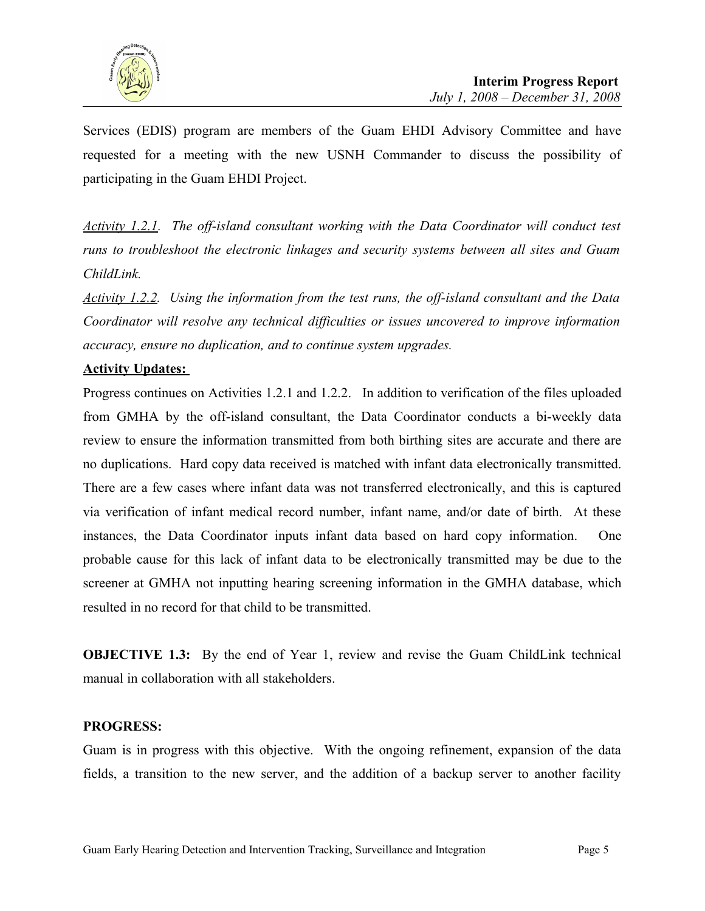Services (EDIS) program are members of the Guam EHDI Advisory Committee and have requested for a meeting with the new USNH Commander to discuss the possibility of participating in the Guam EHDI Project.

*Activity 1.2.1. The off-island consultant working with the Data Coordinator will conduct test runs to troubleshoot the electronic linkages and security systems between all sites and Guam ChildLink.*

*Activity 1.2.2. Using the information from the test runs, the off-island consultant and the Data Coordinator will resolve any technical difficulties or issues uncovered to improve information accuracy, ensure no duplication, and to continue system upgrades.*

**Activity Updates:**

Progress continues on Activities 1.2.1 and 1.2.2. In addition to verification of the files uploaded from GMHA by the off-island consultant, the Data Coordinator conducts a bi-weekly data review to ensure the information transmitted from both birthing sites are accurate and there are no duplications. Hard copy data received is matched with infant data electronically transmitted. There are a few cases where infant data was not transferred electronically, and this is captured via verification of infant medical record number, infant name, and/or date of birth. At these instances, the Data Coordinator inputs infant data based on hard copy information. One probable cause for this lack of infant data to be electronically transmitted may be due to the screener at GMHA not inputting hearing screening information in the GMHA database, which resulted in no record for that child to be transmitted.

**OBJECTIVE 1.3:** By the end of Year 1, review and revise the Guam ChildLink technical manual in collaboration with all stakeholders.

**PROGRESS:**

Guam is in progress with this objective. With the ongoing refinement, expansion of the data fields, a transition to the new server, and the addition of a backup server to another facility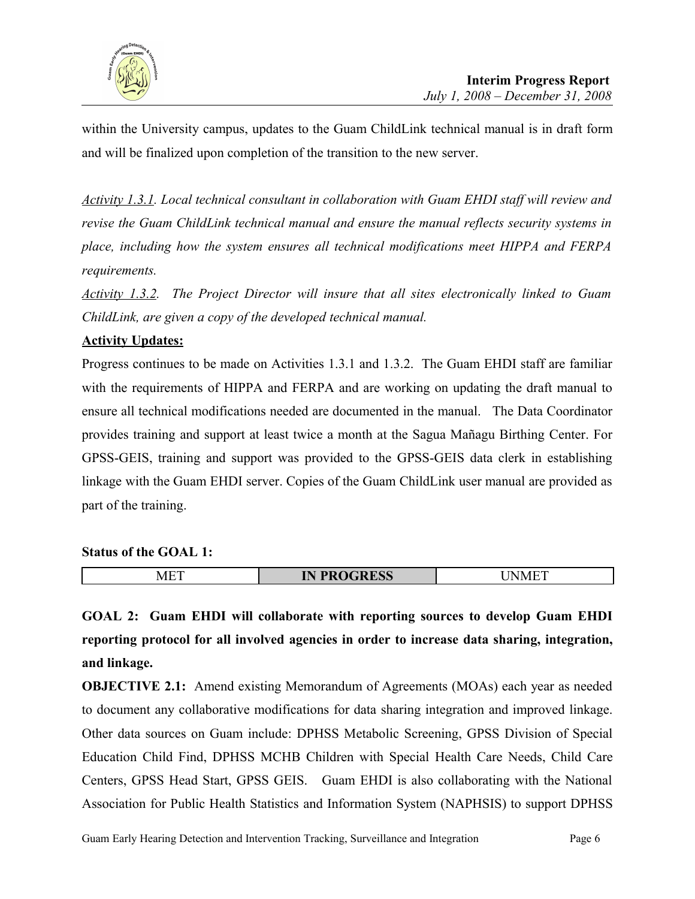within the University campus, updates to the Guam ChildLink technical manual is in draft form and will be finalized upon completion of the transition to the new server.

*<u>Activity 1.3.1</u>. Local technical consultant in collaboration with Guam EHDI staff will review and revise the Guam ChildLink technical manual and ensure the manual reflects security systems in place, including how the system ensures all technical modifications meet HIPPA and FERPA requirements.*

*<u>Activity 1.3.2</u>. The Project Director will insure that all sites electronically linked to Guam ChildLink, are given a copy of the developed technical manual.*

**<u>Activity Updates:</u>**

Progress continues to be made on Activities 1.3.1 and 1.3.2. The Guam EHDI staff are familiar with the requirements of HIPPA and FERPA and are working on updating the draft manual to ensure all technical modifications needed are documented in the manual. The Data Coordinator provides training and support at least twice a month at the Sagua Mañagu Birthing Center. For GPSS-GEIS, training and support was provided to the GPSS-GEIS data clerk in establishing linkage with the Guam EHDI server. Copies of the Guam ChildLink user manual are provided as part of the training.

**Status of the GOAL 1:**

| | | |
|---|---|---|
| MET | **IN PROGRESS** | UNMET |

**GOAL 2: Guam EHDI will collaborate with reporting sources to develop Guam EHDI reporting protocol for all involved agencies in order to increase data sharing, integration, and linkage.**

**OBJECTIVE 2.1:** Amend existing Memorandum of Agreements (MOAs) each year as needed to document any collaborative modifications for data sharing integration and improved linkage. Other data sources on Guam include: DPHSS Metabolic Screening, GPSS Division of Special Education Child Find, DPHSS MCHB Children with Special Health Care Needs, Child Care Centers, GPSS Head Start, GPSS GEIS. Guam EHDI is also collaborating with the National Association for Public Health Statistics and Information System (NAPHSIS) to support DPHSS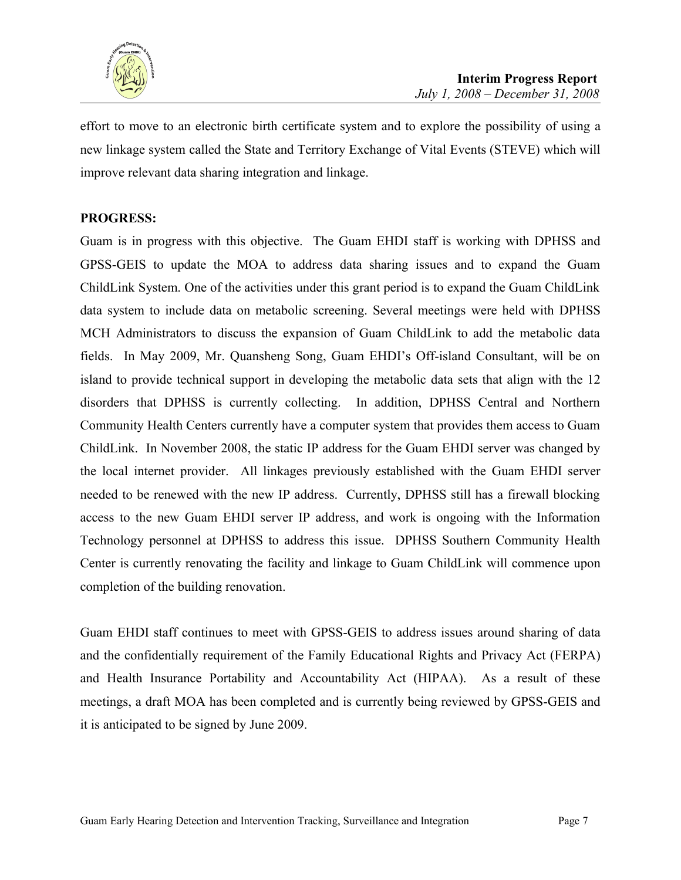effort to move to an electronic birth certificate system and to explore the possibility of using a new linkage system called the State and Territory Exchange of Vital Events (STEVE) which will improve relevant data sharing integration and linkage.

**PROGRESS:**

Guam is in progress with this objective. The Guam EHDI staff is working with DPHSS and GPSS-GEIS to update the MOA to address data sharing issues and to expand the Guam ChildLink System. One of the activities under this grant period is to expand the Guam ChildLink data system to include data on metabolic screening. Several meetings were held with DPHSS MCH Administrators to discuss the expansion of Guam ChildLink to add the metabolic data fields. In May 2009, Mr. Quansheng Song, Guam EHDI's Off-island Consultant, will be on island to provide technical support in developing the metabolic data sets that align with the 12 disorders that DPHSS is currently collecting. In addition, DPHSS Central and Northern Community Health Centers currently have a computer system that provides them access to Guam ChildLink. In November 2008, the static IP address for the Guam EHDI server was changed by the local internet provider. All linkages previously established with the Guam EHDI server needed to be renewed with the new IP address. Currently, DPHSS still has a firewall blocking access to the new Guam EHDI server IP address, and work is ongoing with the Information Technology personnel at DPHSS to address this issue. DPHSS Southern Community Health Center is currently renovating the facility and linkage to Guam ChildLink will commence upon completion of the building renovation.

Guam EHDI staff continues to meet with GPSS-GEIS to address issues around sharing of data and the confidentially requirement of the Family Educational Rights and Privacy Act (FERPA) and Health Insurance Portability and Accountability Act (HIPAA). As a result of these meetings, a draft MOA has been completed and is currently being reviewed by GPSS-GEIS and it is anticipated to be signed by June 2009.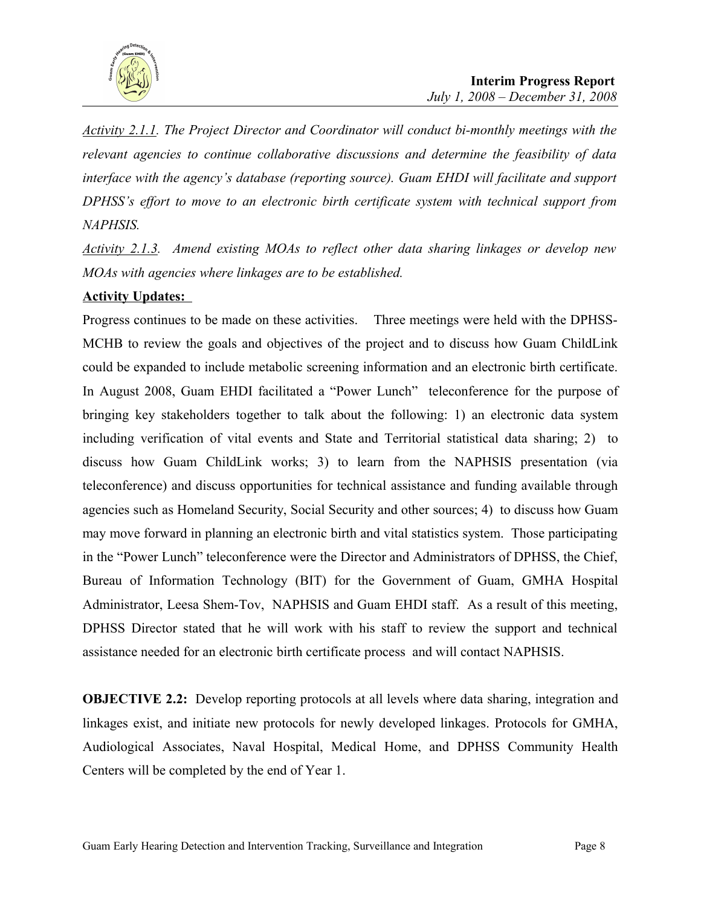*<u>Activity 2.1.1</u>. The Project Director and Coordinator will conduct bi-monthly meetings with the relevant agencies to continue collaborative discussions and determine the feasibility of data interface with the agency's database (reporting source). Guam EHDI will facilitate and support DPHSS's effort to move to an electronic birth certificate system with technical support from NAPHSIS.*

*<u>Activity 2.1.3</u>. Amend existing MOAs to reflect other data sharing linkages or develop new MOAs with agencies where linkages are to be established.*

**<u>Activity Updates:</u>**

Progress continues to be made on these activities. Three meetings were held with the DPHSS-MCHB to review the goals and objectives of the project and to discuss how Guam ChildLink could be expanded to include metabolic screening information and an electronic birth certificate. In August 2008, Guam EHDI facilitated a "Power Lunch" teleconference for the purpose of bringing key stakeholders together to talk about the following: 1) an electronic data system including verification of vital events and State and Territorial statistical data sharing; 2) to discuss how Guam ChildLink works; 3) to learn from the NAPHSIS presentation (via teleconference) and discuss opportunities for technical assistance and funding available through agencies such as Homeland Security, Social Security and other sources; 4) to discuss how Guam may move forward in planning an electronic birth and vital statistics system. Those participating in the "Power Lunch" teleconference were the Director and Administrators of DPHSS, the Chief, Bureau of Information Technology (BIT) for the Government of Guam, GMHA Hospital Administrator, Leesa Shem-Tov, NAPHSIS and Guam EHDI staff. As a result of this meeting, DPHSS Director stated that he will work with his staff to review the support and technical assistance needed for an electronic birth certificate process and will contact NAPHSIS.

**OBJECTIVE 2.2:** Develop reporting protocols at all levels where data sharing, integration and linkages exist, and initiate new protocols for newly developed linkages. Protocols for GMHA, Audiological Associates, Naval Hospital, Medical Home, and DPHSS Community Health Centers will be completed by the end of Year 1.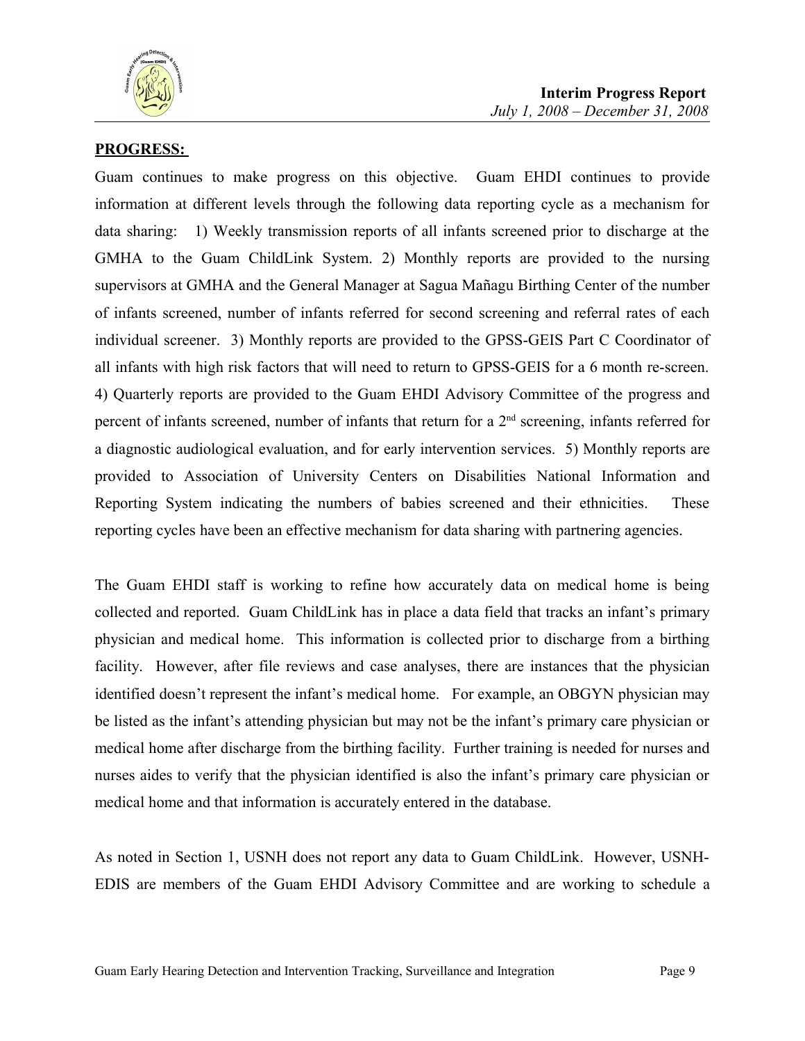**PROGRESS:**

Guam continues to make progress on this objective. Guam EHDI continues to provide information at different levels through the following data reporting cycle as a mechanism for data sharing: 1) Weekly transmission reports of all infants screened prior to discharge at the GMHA to the Guam ChildLink System. 2) Monthly reports are provided to the nursing supervisors at GMHA and the General Manager at Sagua Mañagu Birthing Center of the number of infants screened, number of infants referred for second screening and referral rates of each individual screener. 3) Monthly reports are provided to the GPSS-GEIS Part C Coordinator of all infants with high risk factors that will need to return to GPSS-GEIS for a 6 month re-screen. 4) Quarterly reports are provided to the Guam EHDI Advisory Committee of the progress and percent of infants screened, number of infants that return for a 2nd screening, infants referred for a diagnostic audiological evaluation, and for early intervention services. 5) Monthly reports are provided to Association of University Centers on Disabilities National Information and Reporting System indicating the numbers of babies screened and their ethnicities. These reporting cycles have been an effective mechanism for data sharing with partnering agencies.

The Guam EHDI staff is working to refine how accurately data on medical home is being collected and reported. Guam ChildLink has in place a data field that tracks an infant's primary physician and medical home. This information is collected prior to discharge from a birthing facility. However, after file reviews and case analyses, there are instances that the physician identified doesn't represent the infant's medical home. For example, an OBGYN physician may be listed as the infant's attending physician but may not be the infant's primary care physician or medical home after discharge from the birthing facility. Further training is needed for nurses and nurses aides to verify that the physician identified is also the infant's primary care physician or medical home and that information is accurately entered in the database.

As noted in Section 1, USNH does not report any data to Guam ChildLink. However, USNH-EDIS are members of the Guam EHDI Advisory Committee and are working to schedule a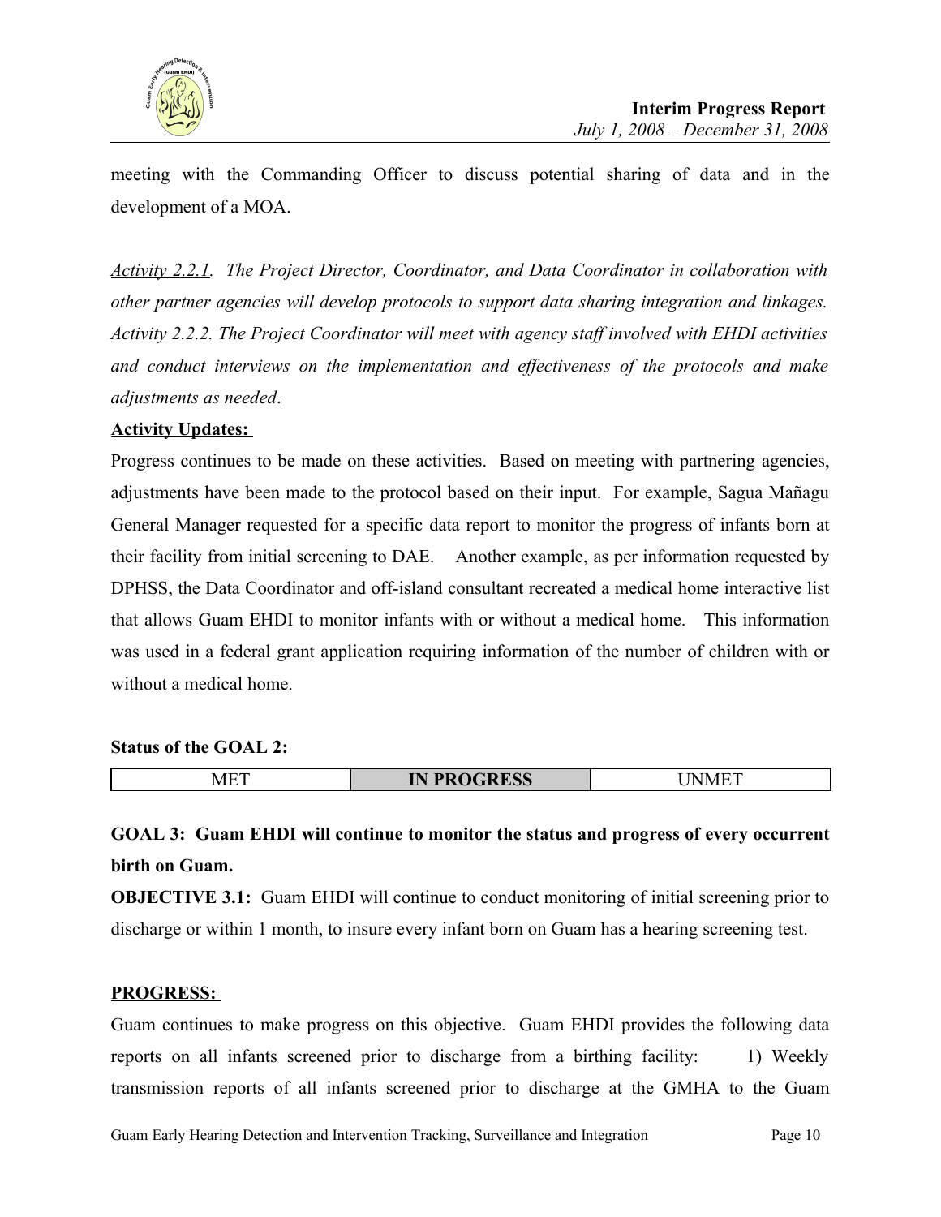meeting with the Commanding Officer to discuss potential sharing of data and in the development of a MOA.

*Activity 2.2.1. The Project Director, Coordinator, and Data Coordinator in collaboration with other partner agencies will develop protocols to support data sharing integration and linkages.*
*Activity 2.2.2. The Project Coordinator will meet with agency staff involved with EHDI activities and conduct interviews on the implementation and effectiveness of the protocols and make adjustments as needed.*

**Activity Updates:**

Progress continues to be made on these activities. Based on meeting with partnering agencies, adjustments have been made to the protocol based on their input. For example, Sagua Mañagu General Manager requested for a specific data report to monitor the progress of infants born at their facility from initial screening to DAE. Another example, as per information requested by DPHSS, the Data Coordinator and off-island consultant recreated a medical home interactive list that allows Guam EHDI to monitor infants with or without a medical home. This information was used in a federal grant application requiring information of the number of children with or without a medical home.

**Status of the GOAL 2:**

| MET | **IN PROGRESS** | UNMET |
|---|---|---|

**GOAL 3: Guam EHDI will continue to monitor the status and progress of every occurrent birth on Guam.**

**OBJECTIVE 3.1:** Guam EHDI will continue to conduct monitoring of initial screening prior to discharge or within 1 month, to insure every infant born on Guam has a hearing screening test.

**PROGRESS:**

Guam continues to make progress on this objective. Guam EHDI provides the following data reports on all infants screened prior to discharge from a birthing facility: 1) Weekly transmission reports of all infants screened prior to discharge at the GMHA to the Guam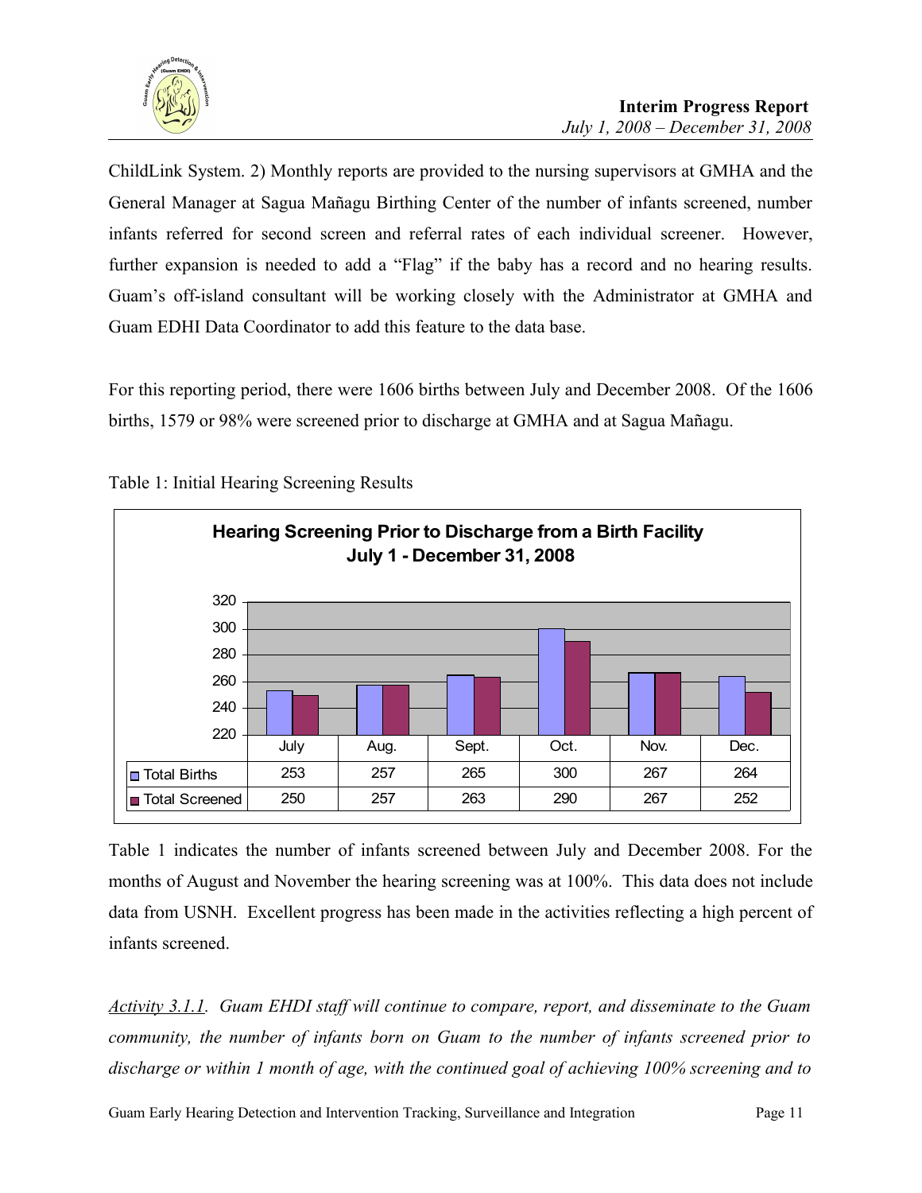ChildLink System. 2) Monthly reports are provided to the nursing supervisors at GMHA and the General Manager at Sagua Mañagu Birthing Center of the number of infants screened, number infants referred for second screen and referral rates of each individual screener. However, further expansion is needed to add a "Flag" if the baby has a record and no hearing results. Guam's off-island consultant will be working closely with the Administrator at GMHA and Guam EDHI Data Coordinator to add this feature to the data base.

For this reporting period, there were 1606 births between July and December 2008. Of the 1606 births, 1579 or 98% were screened prior to discharge at GMHA and at Sagua Mañagu.

Table 1: Initial Hearing Screening Results

**Hearing Screening Prior to Discharge from a Birth Facility**
**July 1 - December 31, 2008**

320
300
280
260
240
220

| | July | Aug. | Sept. | Oct. | Nov. | Dec. |
|---|---|---|---|---|---|---|
| Total Births | 253 | 257 | 265 | 300 | 267 | 264 |
| Total Screened | 250 | 257 | 263 | 290 | 267 | 252 |

Table 1 indicates the number of infants screened between July and December 2008. For the months of August and November the hearing screening was at 100%. This data does not include data from USNH. Excellent progress has been made in the activities reflecting a high percent of infants screened.

*Activity 3.1.1. Guam EHDI staff will continue to compare, report, and disseminate to the Guam community, the number of infants born on Guam to the number of infants screened prior to discharge or within 1 month of age, with the continued goal of achieving 100% screening and to*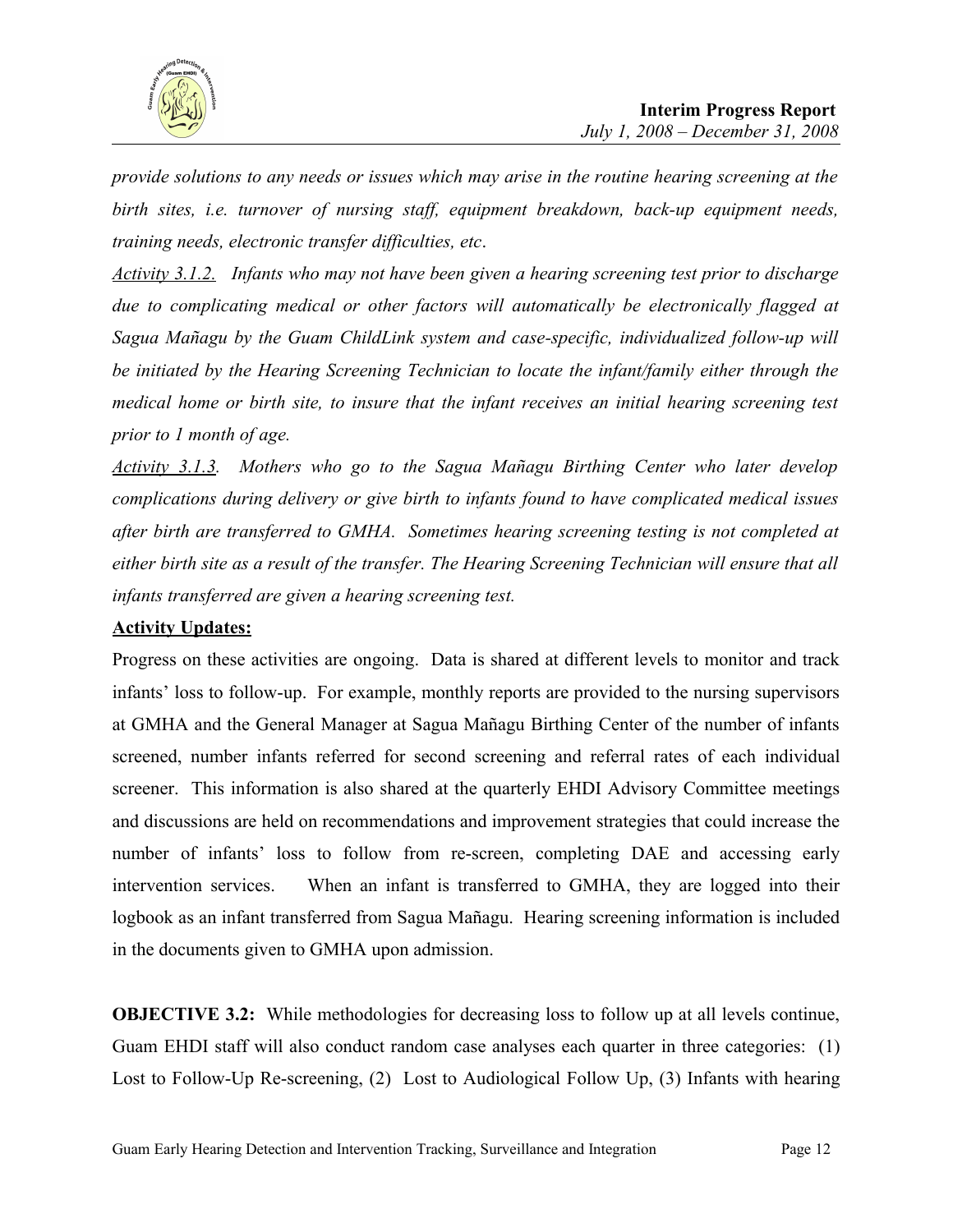*provide solutions to any needs or issues which may arise in the routine hearing screening at the birth sites, i.e. turnover of nursing staff, equipment breakdown, back-up equipment needs, training needs, electronic transfer difficulties, etc*.

*Activity 3.1.2. Infants who may not have been given a hearing screening test prior to discharge due to complicating medical or other factors will automatically be electronically flagged at Sagua Mañagu by the Guam ChildLink system and case-specific, individualized follow-up will be initiated by the Hearing Screening Technician to locate the infant/family either through the medical home or birth site, to insure that the infant receives an initial hearing screening test prior to 1 month of age.*

*Activity 3.1.3. Mothers who go to the Sagua Mañagu Birthing Center who later develop complications during delivery or give birth to infants found to have complicated medical issues after birth are transferred to GMHA. Sometimes hearing screening testing is not completed at either birth site as a result of the transfer. The Hearing Screening Technician will ensure that all infants transferred are given a hearing screening test.*

**Activity Updates:**

Progress on these activities are ongoing. Data is shared at different levels to monitor and track infants' loss to follow-up. For example, monthly reports are provided to the nursing supervisors at GMHA and the General Manager at Sagua Mañagu Birthing Center of the number of infants screened, number infants referred for second screening and referral rates of each individual screener. This information is also shared at the quarterly EHDI Advisory Committee meetings and discussions are held on recommendations and improvement strategies that could increase the number of infants' loss to follow from re-screen, completing DAE and accessing early intervention services. When an infant is transferred to GMHA, they are logged into their logbook as an infant transferred from Sagua Mañagu. Hearing screening information is included in the documents given to GMHA upon admission.

**OBJECTIVE 3.2:** While methodologies for decreasing loss to follow up at all levels continue, Guam EHDI staff will also conduct random case analyses each quarter in three categories: (1) Lost to Follow-Up Re-screening, (2) Lost to Audiological Follow Up, (3) Infants with hearing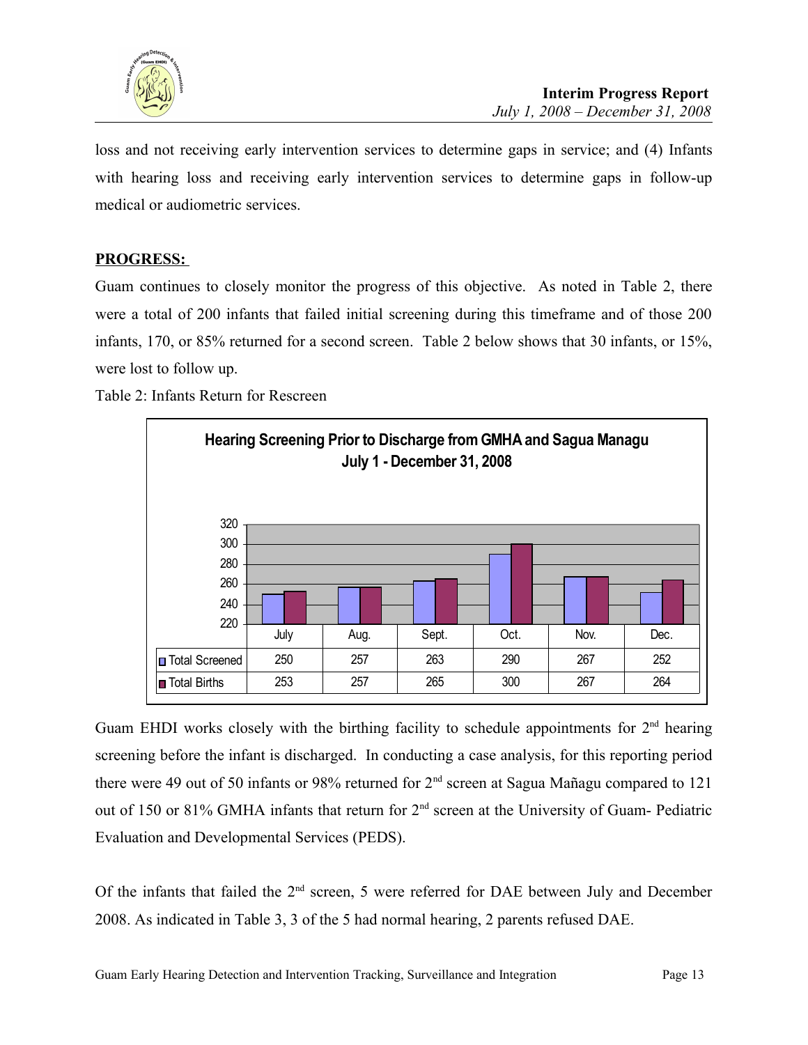loss and not receiving early intervention services to determine gaps in service; and (4) Infants with hearing loss and receiving early intervention services to determine gaps in follow-up medical or audiometric services.

**PROGRESS:**

Guam continues to closely monitor the progress of this objective. As noted in Table 2, there were a total of 200 infants that failed initial screening during this timeframe and of those 200 infants, 170, or 85% returned for a second screen. Table 2 below shows that 30 infants, or 15%, were lost to follow up.

Table 2: Infants Return for Rescreen

Hearing Screening Prior to Discharge from GMHA and Sagua Managu
July 1 - December 31, 2008

320
300
280
260
240
220

July Aug. Sept. Oct. Nov. Dec.

Total Screened 250 257 263 290 267 252

Total Births 253 257 265 300 267 264

Guam EHDI works closely with the birthing facility to schedule appointments for 2nd hearing screening before the infant is discharged. In conducting a case analysis, for this reporting period there were 49 out of 50 infants or 98% returned for 2nd screen at Sagua Mañagu compared to 121 out of 150 or 81% GMHA infants that return for 2nd screen at the University of Guam- Pediatric Evaluation and Developmental Services (PEDS).

Of the infants that failed the 2nd screen, 5 were referred for DAE between July and December 2008. As indicated in Table 3, 3 of the 5 had normal hearing, 2 parents refused DAE.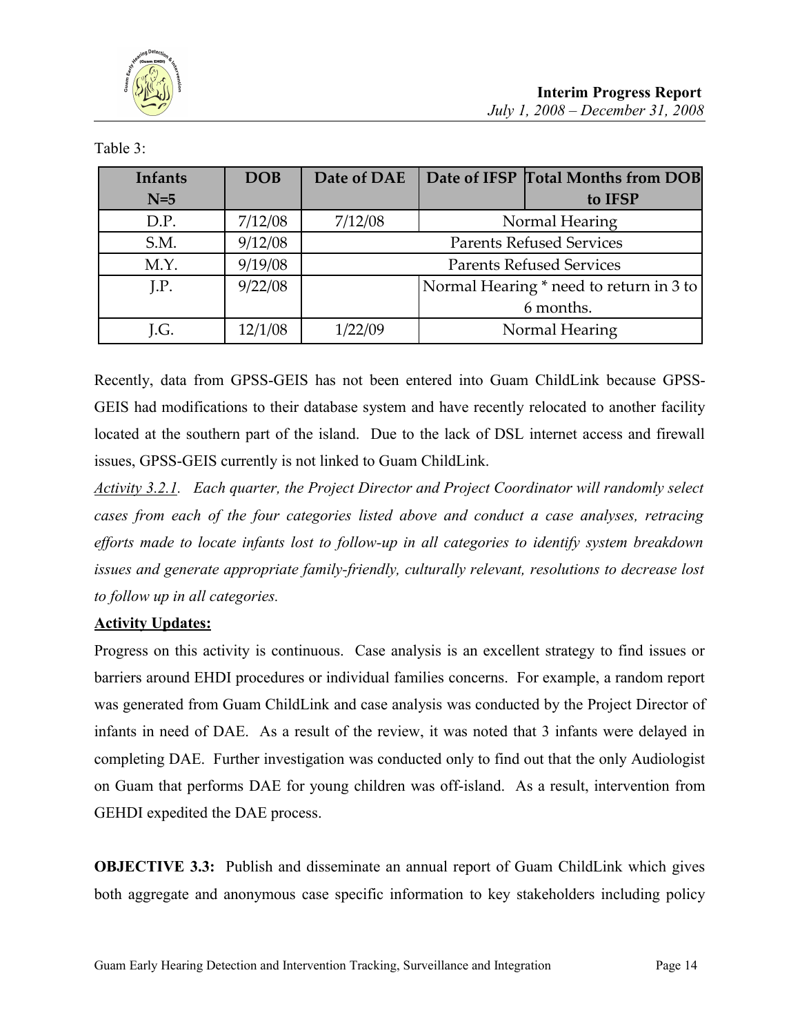Table 3:

| Infants N=5 | DOB | Date of DAE | Date of IFSP | Total Months from DOB to IFSP |
|---|---|---|---|---|
| D.P. | 7/12/08 | 7/12/08 | Normal Hearing | |
| S.M. | 9/12/08 | Parents Refused Services | | |
| M.Y. | 9/19/08 | Parents Refused Services | | |
| J.P. | 9/22/08 | | Normal Hearing * need to return in 3 to 6 months. | |
| J.G. | 12/1/08 | 1/22/09 | Normal Hearing | |

Recently, data from GPSS-GEIS has not been entered into Guam ChildLink because GPSS-GEIS had modifications to their database system and have recently relocated to another facility located at the southern part of the island. Due to the lack of DSL internet access and firewall issues, GPSS-GEIS currently is not linked to Guam ChildLink.

*Activity 3.2.1. Each quarter, the Project Director and Project Coordinator will randomly select cases from each of the four categories listed above and conduct a case analyses, retracing efforts made to locate infants lost to follow-up in all categories to identify system breakdown issues and generate appropriate family-friendly, culturally relevant, resolutions to decrease lost to follow up in all categories.*

**Activity Updates:**

Progress on this activity is continuous. Case analysis is an excellent strategy to find issues or barriers around EHDI procedures or individual families concerns. For example, a random report was generated from Guam ChildLink and case analysis was conducted by the Project Director of infants in need of DAE. As a result of the review, it was noted that 3 infants were delayed in completing DAE. Further investigation was conducted only to find out that the only Audiologist on Guam that performs DAE for young children was off-island. As a result, intervention from GEHDI expedited the DAE process.

**OBJECTIVE 3.3:** Publish and disseminate an annual report of Guam ChildLink which gives both aggregate and anonymous case specific information to key stakeholders including policy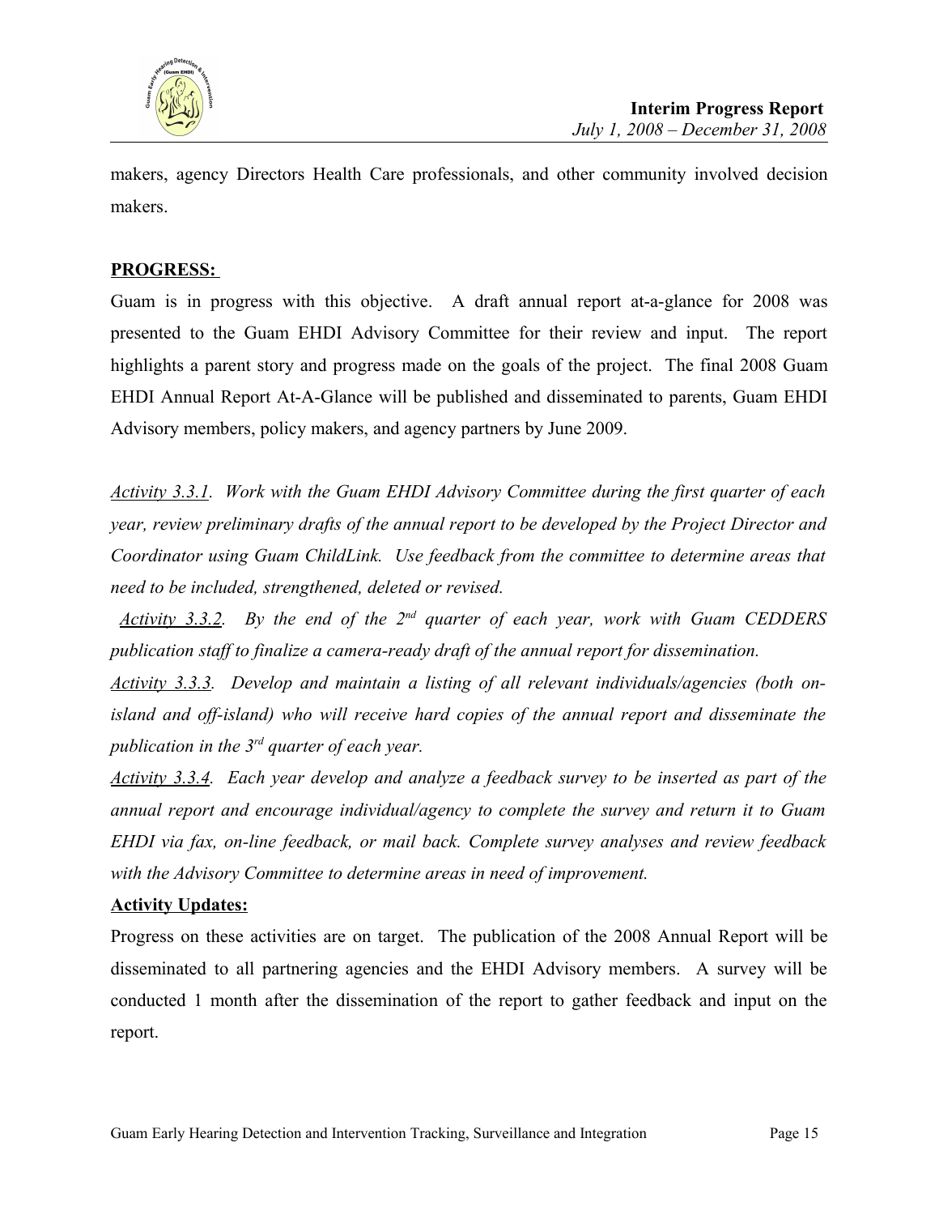makers, agency Directors Health Care professionals, and other community involved decision makers.

**PROGRESS:**

Guam is in progress with this objective. A draft annual report at-a-glance for 2008 was presented to the Guam EHDI Advisory Committee for their review and input. The report highlights a parent story and progress made on the goals of the project. The final 2008 Guam EHDI Annual Report At-A-Glance will be published and disseminated to parents, Guam EHDI Advisory members, policy makers, and agency partners by June 2009.

*Activity 3.3.1. Work with the Guam EHDI Advisory Committee during the first quarter of each year, review preliminary drafts of the annual report to be developed by the Project Director and Coordinator using Guam ChildLink. Use feedback from the committee to determine areas that need to be included, strengthened, deleted or revised.*

*Activity 3.3.2. By the end of the 2nd quarter of each year, work with Guam CEDDERS publication staff to finalize a camera-ready draft of the annual report for dissemination.*

*Activity 3.3.3. Develop and maintain a listing of all relevant individuals/agencies (both on-island and off-island) who will receive hard copies of the annual report and disseminate the publication in the 3rd quarter of each year.*

*Activity 3.3.4. Each year develop and analyze a feedback survey to be inserted as part of the annual report and encourage individual/agency to complete the survey and return it to Guam EHDI via fax, on-line feedback, or mail back. Complete survey analyses and review feedback with the Advisory Committee to determine areas in need of improvement.*

**Activity Updates:**

Progress on these activities are on target. The publication of the 2008 Annual Report will be disseminated to all partnering agencies and the EHDI Advisory members. A survey will be conducted 1 month after the dissemination of the report to gather feedback and input on the report.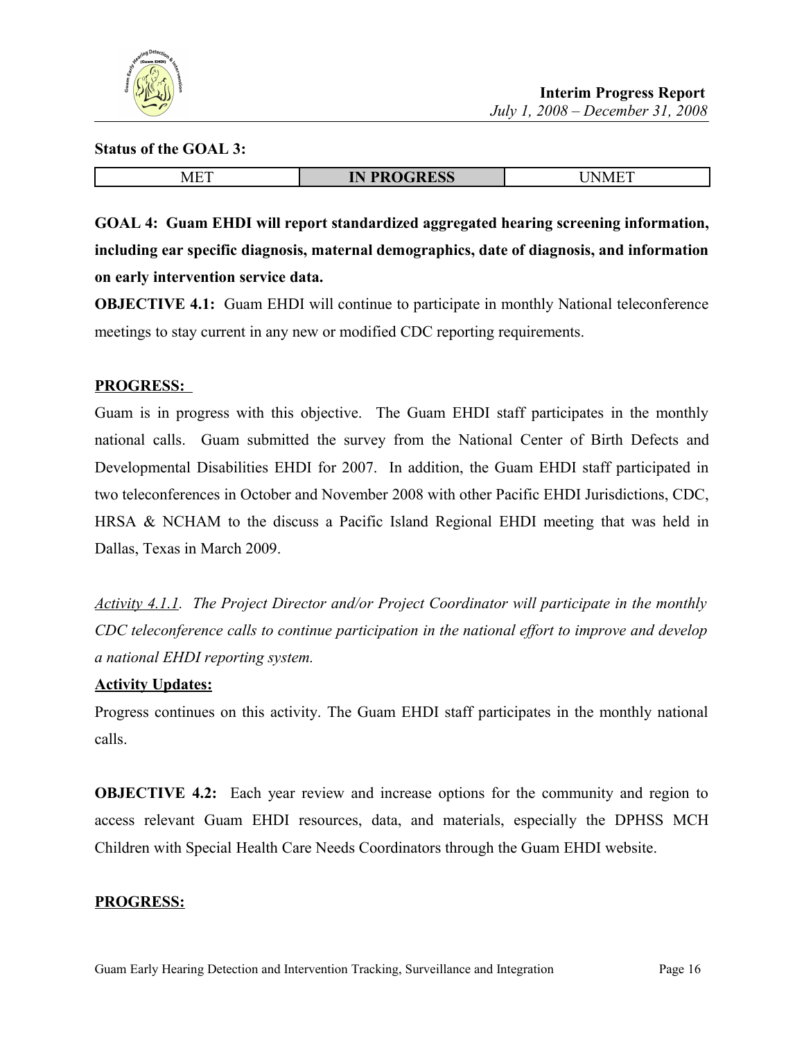**Status of the GOAL 3:**

| MET | **IN PROGRESS** | UNMET |
|---|---|---|

**GOAL 4: Guam EHDI will report standardized aggregated hearing screening information, including ear specific diagnosis, maternal demographics, date of diagnosis, and information on early intervention service data.**

**OBJECTIVE 4.1:** Guam EHDI will continue to participate in monthly National teleconference meetings to stay current in any new or modified CDC reporting requirements.

**PROGRESS:**

Guam is in progress with this objective. The Guam EHDI staff participates in the monthly national calls. Guam submitted the survey from the National Center of Birth Defects and Developmental Disabilities EHDI for 2007. In addition, the Guam EHDI staff participated in two teleconferences in October and November 2008 with other Pacific EHDI Jurisdictions, CDC, HRSA & NCHAM to the discuss a Pacific Island Regional EHDI meeting that was held in Dallas, Texas in March 2009.

*Activity 4.1.1. The Project Director and/or Project Coordinator will participate in the monthly CDC teleconference calls to continue participation in the national effort to improve and develop a national EHDI reporting system.*

**Activity Updates:**

Progress continues on this activity. The Guam EHDI staff participates in the monthly national calls.

**OBJECTIVE 4.2:** Each year review and increase options for the community and region to access relevant Guam EHDI resources, data, and materials, especially the DPHSS MCH Children with Special Health Care Needs Coordinators through the Guam EHDI website.

**PROGRESS:**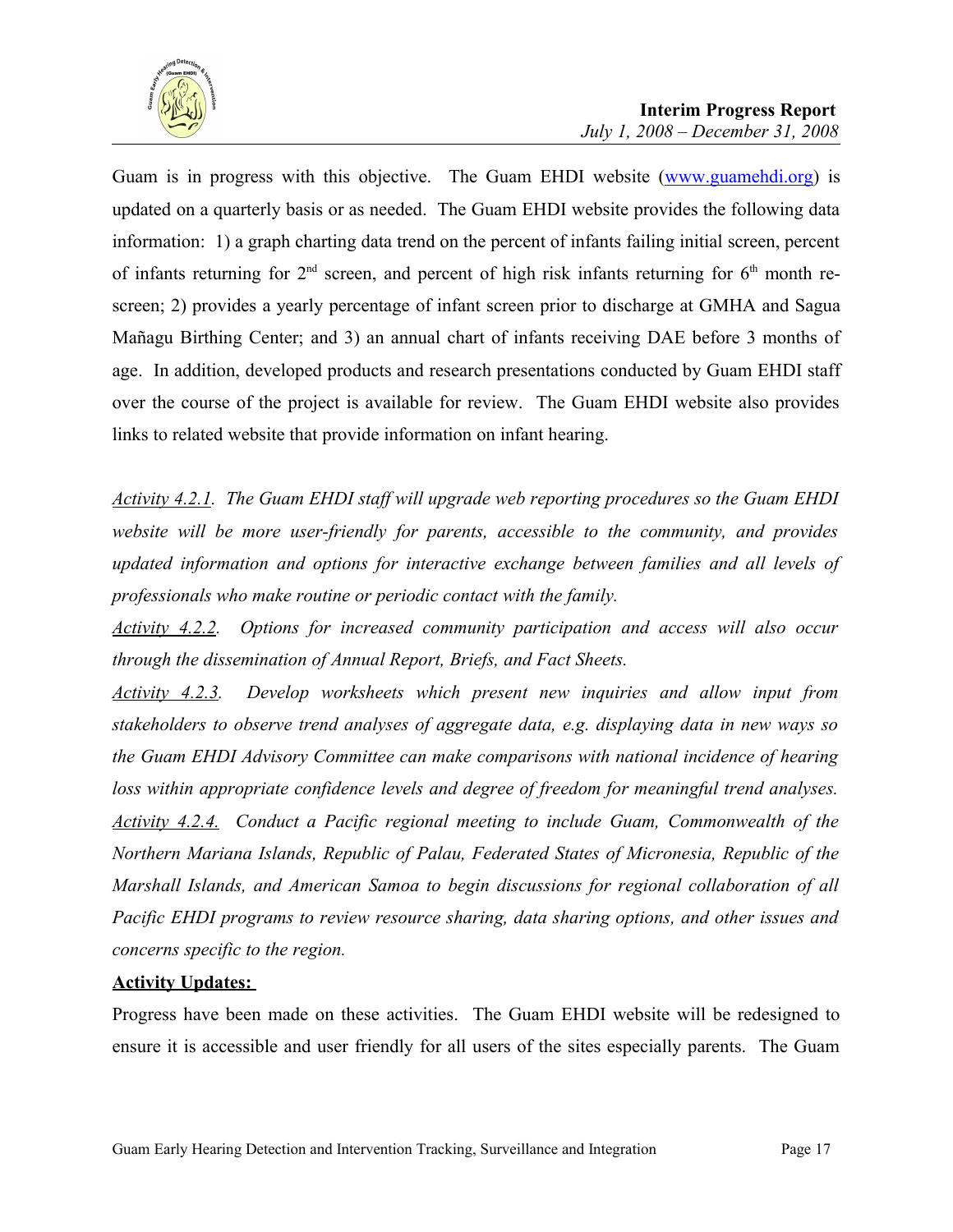Guam is in progress with this objective. The Guam EHDI website ([www.guamehdi.org](http://www.guamehdi.org)) is updated on a quarterly basis or as needed. The Guam EHDI website provides the following data information: 1) a graph charting data trend on the percent of infants failing initial screen, percent of infants returning for 2nd screen, and percent of high risk infants returning for 6th month re-screen; 2) provides a yearly percentage of infant screen prior to discharge at GMHA and Sagua Mañagu Birthing Center; and 3) an annual chart of infants receiving DAE before 3 months of age. In addition, developed products and research presentations conducted by Guam EHDI staff over the course of the project is available for review. The Guam EHDI website also provides links to related website that provide information on infant hearing.

*<u>Activity 4.2.1</u>. The Guam EHDI staff will upgrade web reporting procedures so the Guam EHDI website will be more user-friendly for parents, accessible to the community, and provides updated information and options for interactive exchange between families and all levels of professionals who make routine or periodic contact with the family.*

*<u>Activity 4.2.2</u>. Options for increased community participation and access will also occur through the dissemination of Annual Report, Briefs, and Fact Sheets.*

*<u>Activity 4.2.3</u>. Develop worksheets which present new inquiries and allow input from stakeholders to observe trend analyses of aggregate data, e.g. displaying data in new ways so the Guam EHDI Advisory Committee can make comparisons with national incidence of hearing loss within appropriate confidence levels and degree of freedom for meaningful trend analyses.*

*<u>Activity 4.2.4.</u> Conduct a Pacific regional meeting to include Guam, Commonwealth of the Northern Mariana Islands, Republic of Palau, Federated States of Micronesia, Republic of the Marshall Islands, and American Samoa to begin discussions for regional collaboration of all Pacific EHDI programs to review resource sharing, data sharing options, and other issues and concerns specific to the region.*

**<u>Activity Updates:</u>**

Progress have been made on these activities. The Guam EHDI website will be redesigned to ensure it is accessible and user friendly for all users of the sites especially parents. The Guam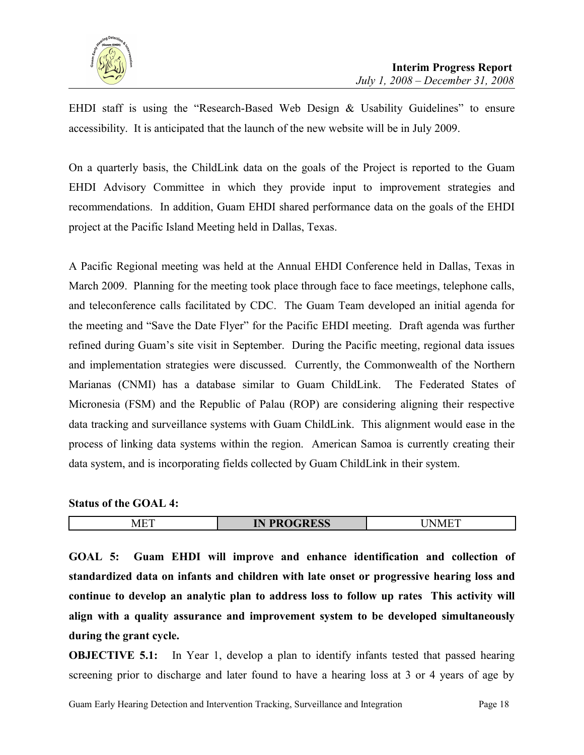EHDI staff is using the "Research-Based Web Design & Usability Guidelines" to ensure accessibility. It is anticipated that the launch of the new website will be in July 2009.

On a quarterly basis, the ChildLink data on the goals of the Project is reported to the Guam EHDI Advisory Committee in which they provide input to improvement strategies and recommendations. In addition, Guam EHDI shared performance data on the goals of the EHDI project at the Pacific Island Meeting held in Dallas, Texas.

A Pacific Regional meeting was held at the Annual EHDI Conference held in Dallas, Texas in March 2009. Planning for the meeting took place through face to face meetings, telephone calls, and teleconference calls facilitated by CDC. The Guam Team developed an initial agenda for the meeting and "Save the Date Flyer" for the Pacific EHDI meeting. Draft agenda was further refined during Guam's site visit in September. During the Pacific meeting, regional data issues and implementation strategies were discussed. Currently, the Commonwealth of the Northern Marianas (CNMI) has a database similar to Guam ChildLink. The Federated States of Micronesia (FSM) and the Republic of Palau (ROP) are considering aligning their respective data tracking and surveillance systems with Guam ChildLink. This alignment would ease in the process of linking data systems within the region. American Samoa is currently creating their data system, and is incorporating fields collected by Guam ChildLink in their system.

**Status of the GOAL 4:**

| | | |
|---|---|---|
| MET | **IN PROGRESS** | UNMET |

**GOAL 5: Guam EHDI will improve and enhance identification and collection of standardized data on infants and children with late onset or progressive hearing loss and continue to develop an analytic plan to address loss to follow up rates This activity will align with a quality assurance and improvement system to be developed simultaneously during the grant cycle.**

**OBJECTIVE 5.1:** In Year 1, develop a plan to identify infants tested that passed hearing screening prior to discharge and later found to have a hearing loss at 3 or 4 years of age by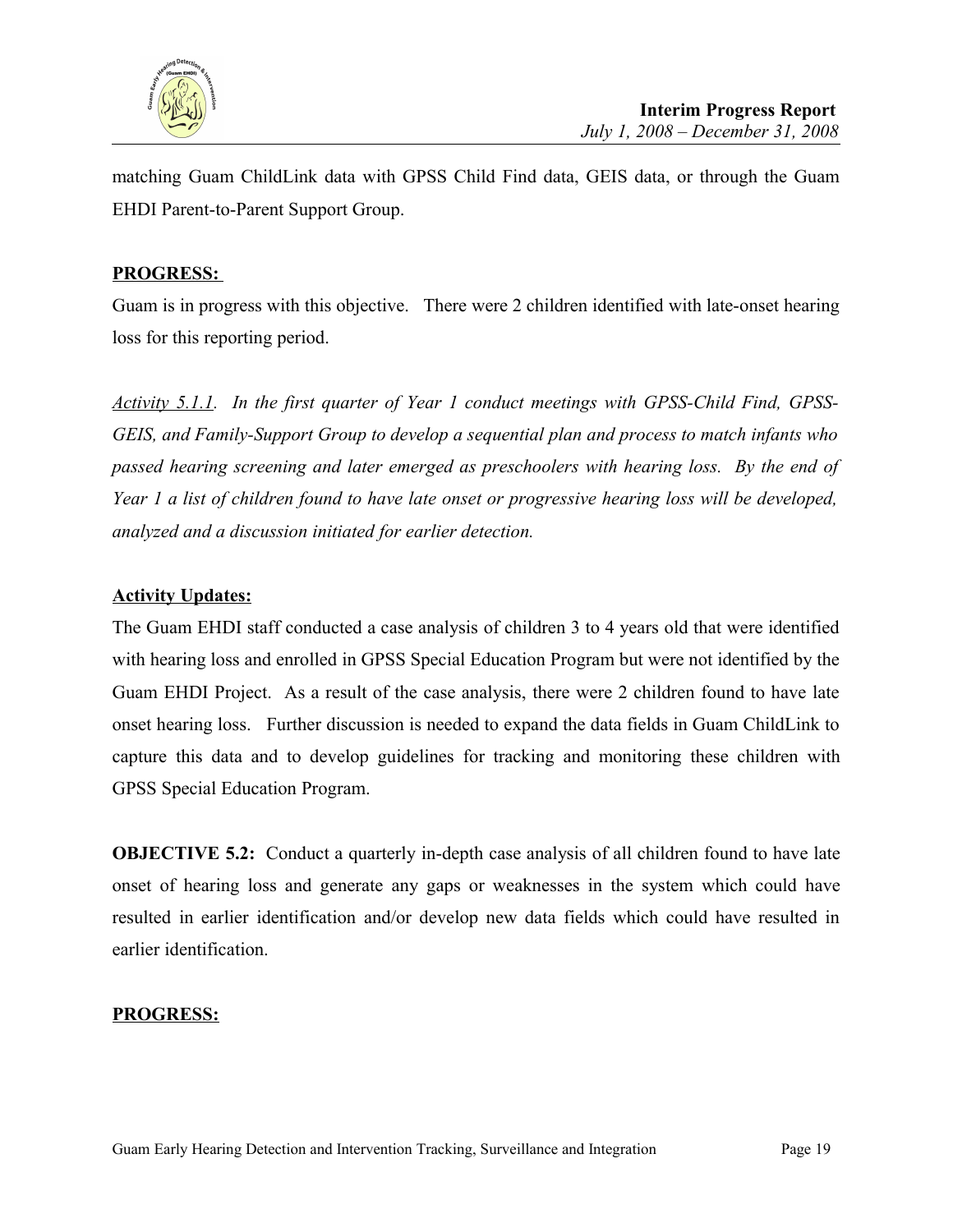matching Guam ChildLink data with GPSS Child Find data, GEIS data, or through the Guam EHDI Parent-to-Parent Support Group.

**PROGRESS:**

Guam is in progress with this objective. There were 2 children identified with late-onset hearing loss for this reporting period.

*Activity 5.1.1. In the first quarter of Year 1 conduct meetings with GPSS-Child Find, GPSS-GEIS, and Family-Support Group to develop a sequential plan and process to match infants who passed hearing screening and later emerged as preschoolers with hearing loss. By the end of Year 1 a list of children found to have late onset or progressive hearing loss will be developed, analyzed and a discussion initiated for earlier detection.*

**Activity Updates:**

The Guam EHDI staff conducted a case analysis of children 3 to 4 years old that were identified with hearing loss and enrolled in GPSS Special Education Program but were not identified by the Guam EHDI Project. As a result of the case analysis, there were 2 children found to have late onset hearing loss. Further discussion is needed to expand the data fields in Guam ChildLink to capture this data and to develop guidelines for tracking and monitoring these children with GPSS Special Education Program.

**OBJECTIVE 5.2:** Conduct a quarterly in-depth case analysis of all children found to have late onset of hearing loss and generate any gaps or weaknesses in the system which could have resulted in earlier identification and/or develop new data fields which could have resulted in earlier identification.

**PROGRESS:**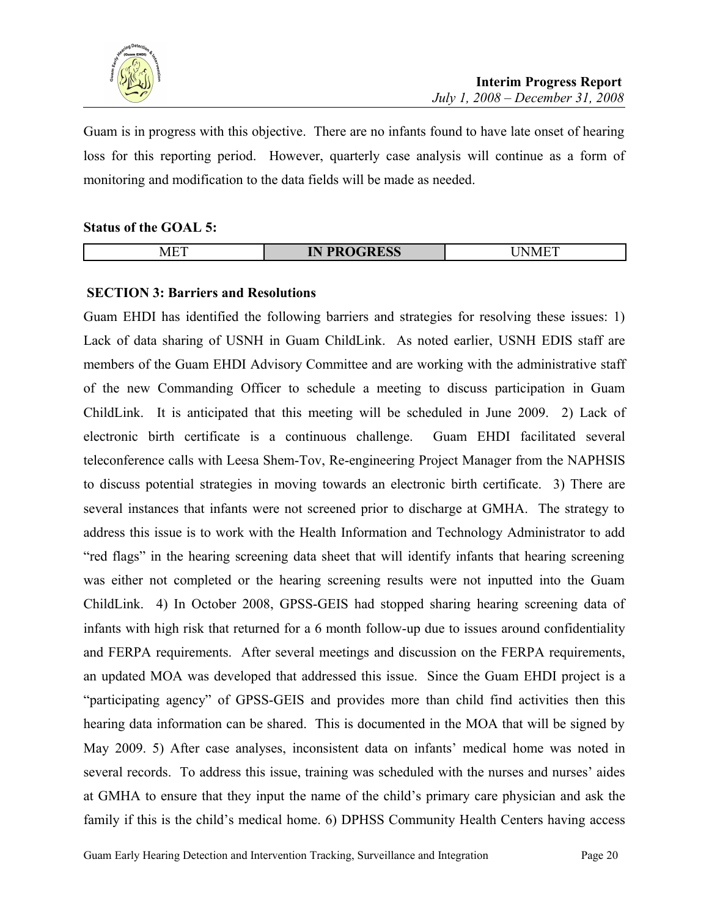Guam is in progress with this objective. There are no infants found to have late onset of hearing loss for this reporting period. However, quarterly case analysis will continue as a form of monitoring and modification to the data fields will be made as needed.

**Status of the GOAL 5:**

| | | |
|---|---|---|
| MET | **IN PROGRESS** | UNMET |

**SECTION 3: Barriers and Resolutions**

Guam EHDI has identified the following barriers and strategies for resolving these issues: 1) Lack of data sharing of USNH in Guam ChildLink. As noted earlier, USNH EDIS staff are members of the Guam EHDI Advisory Committee and are working with the administrative staff of the new Commanding Officer to schedule a meeting to discuss participation in Guam ChildLink. It is anticipated that this meeting will be scheduled in June 2009. 2) Lack of electronic birth certificate is a continuous challenge. Guam EHDI facilitated several teleconference calls with Leesa Shem-Tov, Re-engineering Project Manager from the NAPHSIS to discuss potential strategies in moving towards an electronic birth certificate. 3) There are several instances that infants were not screened prior to discharge at GMHA. The strategy to address this issue is to work with the Health Information and Technology Administrator to add "red flags" in the hearing screening data sheet that will identify infants that hearing screening was either not completed or the hearing screening results were not inputted into the Guam ChildLink. 4) In October 2008, GPSS-GEIS had stopped sharing hearing screening data of infants with high risk that returned for a 6 month follow-up due to issues around confidentiality and FERPA requirements. After several meetings and discussion on the FERPA requirements, an updated MOA was developed that addressed this issue. Since the Guam EHDI project is a "participating agency" of GPSS-GEIS and provides more than child find activities then this hearing data information can be shared. This is documented in the MOA that will be signed by May 2009. 5) After case analyses, inconsistent data on infants' medical home was noted in several records. To address this issue, training was scheduled with the nurses and nurses' aides at GMHA to ensure that they input the name of the child's primary care physician and ask the family if this is the child's medical home. 6) DPHSS Community Health Centers having access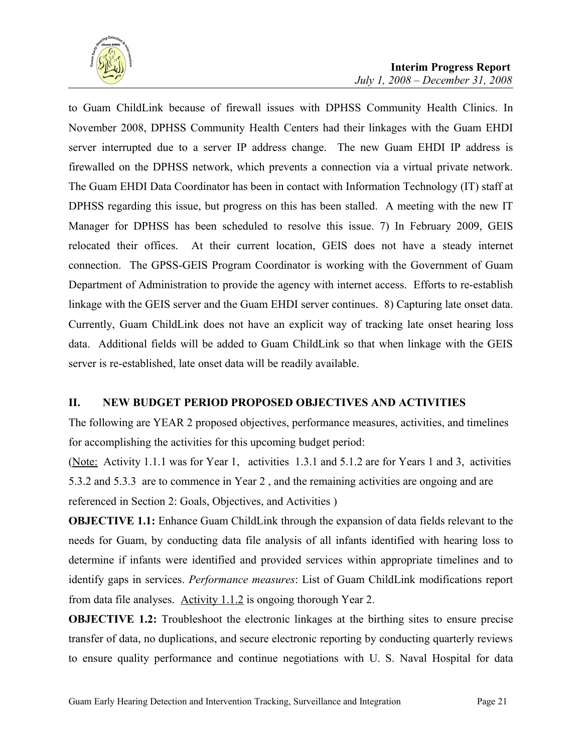to Guam ChildLink because of firewall issues with DPHSS Community Health Clinics. In November 2008, DPHSS Community Health Centers had their linkages with the Guam EHDI server interrupted due to a server IP address change. The new Guam EHDI IP address is firewalled on the DPHSS network, which prevents a connection via a virtual private network. The Guam EHDI Data Coordinator has been in contact with Information Technology (IT) staff at DPHSS regarding this issue, but progress on this has been stalled. A meeting with the new IT Manager for DPHSS has been scheduled to resolve this issue. 7) In February 2009, GEIS relocated their offices. At their current location, GEIS does not have a steady internet connection. The GPSS-GEIS Program Coordinator is working with the Government of Guam Department of Administration to provide the agency with internet access. Efforts to re-establish linkage with the GEIS server and the Guam EHDI server continues. 8) Capturing late onset data. Currently, Guam ChildLink does not have an explicit way of tracking late onset hearing loss data. Additional fields will be added to Guam ChildLink so that when linkage with the GEIS server is re-established, late onset data will be readily available.

## II. NEW BUDGET PERIOD PROPOSED OBJECTIVES AND ACTIVITIES

The following are YEAR 2 proposed objectives, performance measures, activities, and timelines for accomplishing the activities for this upcoming budget period:

(Note: Activity 1.1.1 was for Year 1, activities 1.3.1 and 5.1.2 are for Years 1 and 3, activities 5.3.2 and 5.3.3 are to commence in Year 2 , and the remaining activities are ongoing and are referenced in Section 2: Goals, Objectives, and Activities )

**OBJECTIVE 1.1:** Enhance Guam ChildLink through the expansion of data fields relevant to the needs for Guam, by conducting data file analysis of all infants identified with hearing loss to determine if infants were identified and provided services within appropriate timelines and to identify gaps in services. *Performance measures*: List of Guam ChildLink modifications report from data file analyses. Activity 1.1.2 is ongoing thorough Year 2.

**OBJECTIVE 1.2:** Troubleshoot the electronic linkages at the birthing sites to ensure precise transfer of data, no duplications, and secure electronic reporting by conducting quarterly reviews to ensure quality performance and continue negotiations with U. S. Naval Hospital for data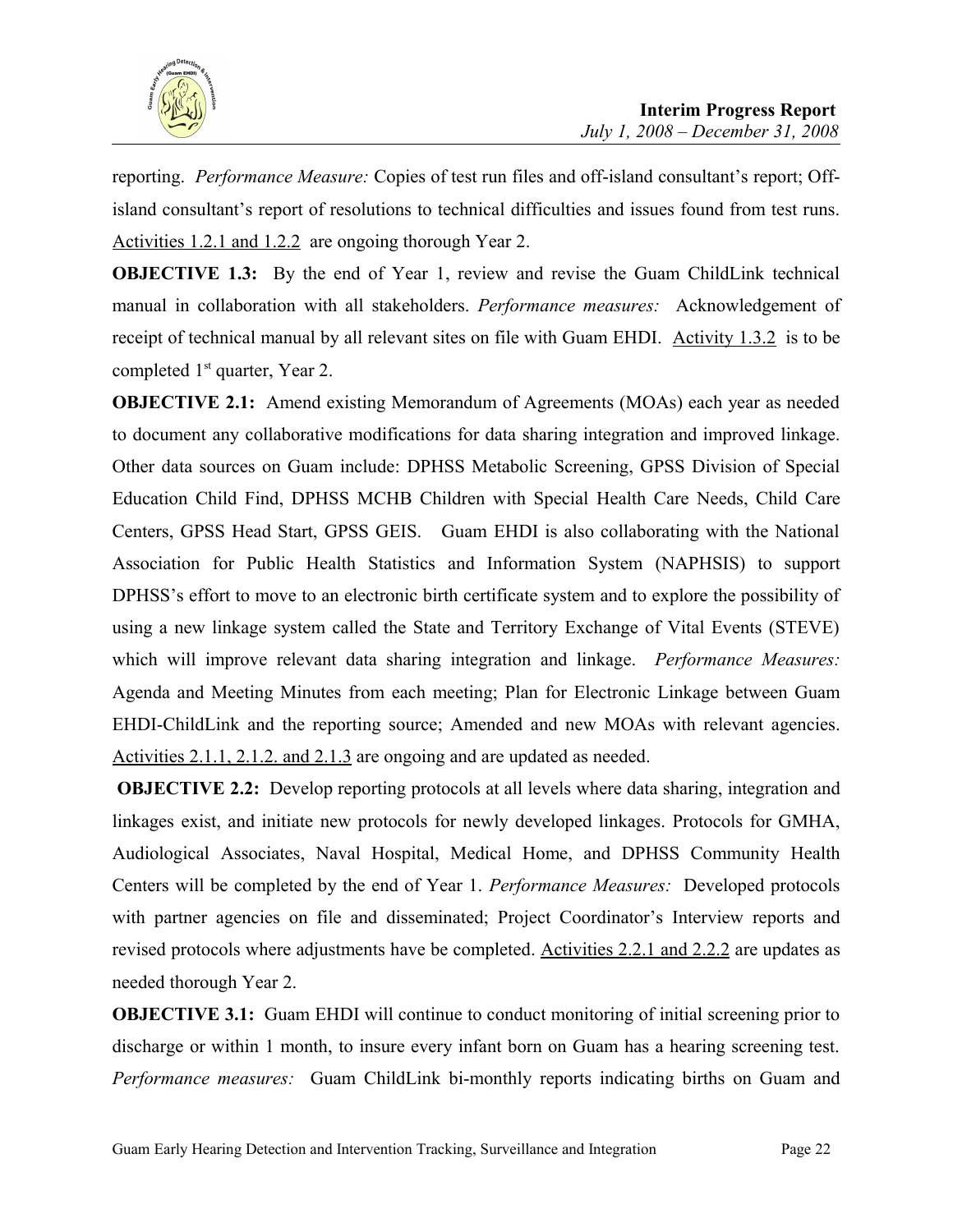reporting. *Performance Measure:* Copies of test run files and off-island consultant's report; Off-island consultant's report of resolutions to technical difficulties and issues found from test runs. Activities 1.2.1 and 1.2.2 are ongoing thorough Year 2.

**OBJECTIVE 1.3:** By the end of Year 1, review and revise the Guam ChildLink technical manual in collaboration with all stakeholders. *Performance measures:* Acknowledgement of receipt of technical manual by all relevant sites on file with Guam EHDI. Activity 1.3.2 is to be completed 1st quarter, Year 2.

**OBJECTIVE 2.1:** Amend existing Memorandum of Agreements (MOAs) each year as needed to document any collaborative modifications for data sharing integration and improved linkage. Other data sources on Guam include: DPHSS Metabolic Screening, GPSS Division of Special Education Child Find, DPHSS MCHB Children with Special Health Care Needs, Child Care Centers, GPSS Head Start, GPSS GEIS. Guam EHDI is also collaborating with the National Association for Public Health Statistics and Information System (NAPHSIS) to support DPHSS's effort to move to an electronic birth certificate system and to explore the possibility of using a new linkage system called the State and Territory Exchange of Vital Events (STEVE) which will improve relevant data sharing integration and linkage. *Performance Measures:* Agenda and Meeting Minutes from each meeting; Plan for Electronic Linkage between Guam EHDI-ChildLink and the reporting source; Amended and new MOAs with relevant agencies. Activities 2.1.1, 2.1.2. and 2.1.3 are ongoing and are updated as needed.

**OBJECTIVE 2.2:** Develop reporting protocols at all levels where data sharing, integration and linkages exist, and initiate new protocols for newly developed linkages. Protocols for GMHA, Audiological Associates, Naval Hospital, Medical Home, and DPHSS Community Health Centers will be completed by the end of Year 1. *Performance Measures:* Developed protocols with partner agencies on file and disseminated; Project Coordinator's Interview reports and revised protocols where adjustments have be completed. Activities 2.2.1 and 2.2.2 are updates as needed thorough Year 2.

**OBJECTIVE 3.1:** Guam EHDI will continue to conduct monitoring of initial screening prior to discharge or within 1 month, to insure every infant born on Guam has a hearing screening test. *Performance measures:* Guam ChildLink bi-monthly reports indicating births on Guam and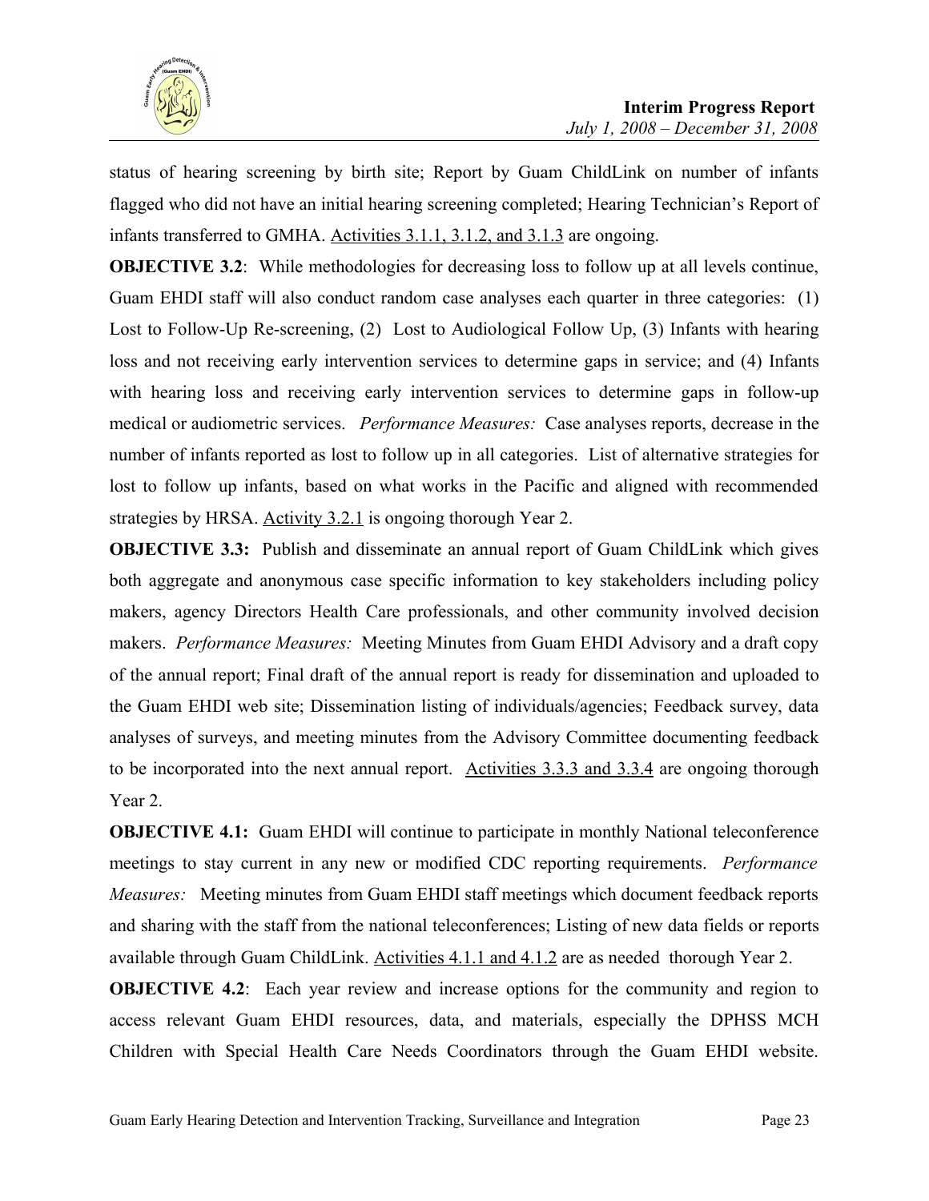status of hearing screening by birth site; Report by Guam ChildLink on number of infants flagged who did not have an initial hearing screening completed; Hearing Technician's Report of infants transferred to GMHA. Activities 3.1.1, 3.1.2, and 3.1.3 are ongoing.

**OBJECTIVE 3.2**: While methodologies for decreasing loss to follow up at all levels continue, Guam EHDI staff will also conduct random case analyses each quarter in three categories: (1) Lost to Follow-Up Re-screening, (2) Lost to Audiological Follow Up, (3) Infants with hearing loss and not receiving early intervention services to determine gaps in service; and (4) Infants with hearing loss and receiving early intervention services to determine gaps in follow-up medical or audiometric services. *Performance Measures:* Case analyses reports, decrease in the number of infants reported as lost to follow up in all categories. List of alternative strategies for lost to follow up infants, based on what works in the Pacific and aligned with recommended strategies by HRSA. Activity 3.2.1 is ongoing thorough Year 2.

**OBJECTIVE 3.3:** Publish and disseminate an annual report of Guam ChildLink which gives both aggregate and anonymous case specific information to key stakeholders including policy makers, agency Directors Health Care professionals, and other community involved decision makers. *Performance Measures:* Meeting Minutes from Guam EHDI Advisory and a draft copy of the annual report; Final draft of the annual report is ready for dissemination and uploaded to the Guam EHDI web site; Dissemination listing of individuals/agencies; Feedback survey, data analyses of surveys, and meeting minutes from the Advisory Committee documenting feedback to be incorporated into the next annual report. Activities 3.3.3 and 3.3.4 are ongoing thorough Year 2.

**OBJECTIVE 4.1:** Guam EHDI will continue to participate in monthly National teleconference meetings to stay current in any new or modified CDC reporting requirements. *Performance Measures:* Meeting minutes from Guam EHDI staff meetings which document feedback reports and sharing with the staff from the national teleconferences; Listing of new data fields or reports available through Guam ChildLink. Activities 4.1.1 and 4.1.2 are as needed thorough Year 2.

**OBJECTIVE 4.2**: Each year review and increase options for the community and region to access relevant Guam EHDI resources, data, and materials, especially the DPHSS MCH Children with Special Health Care Needs Coordinators through the Guam EHDI website.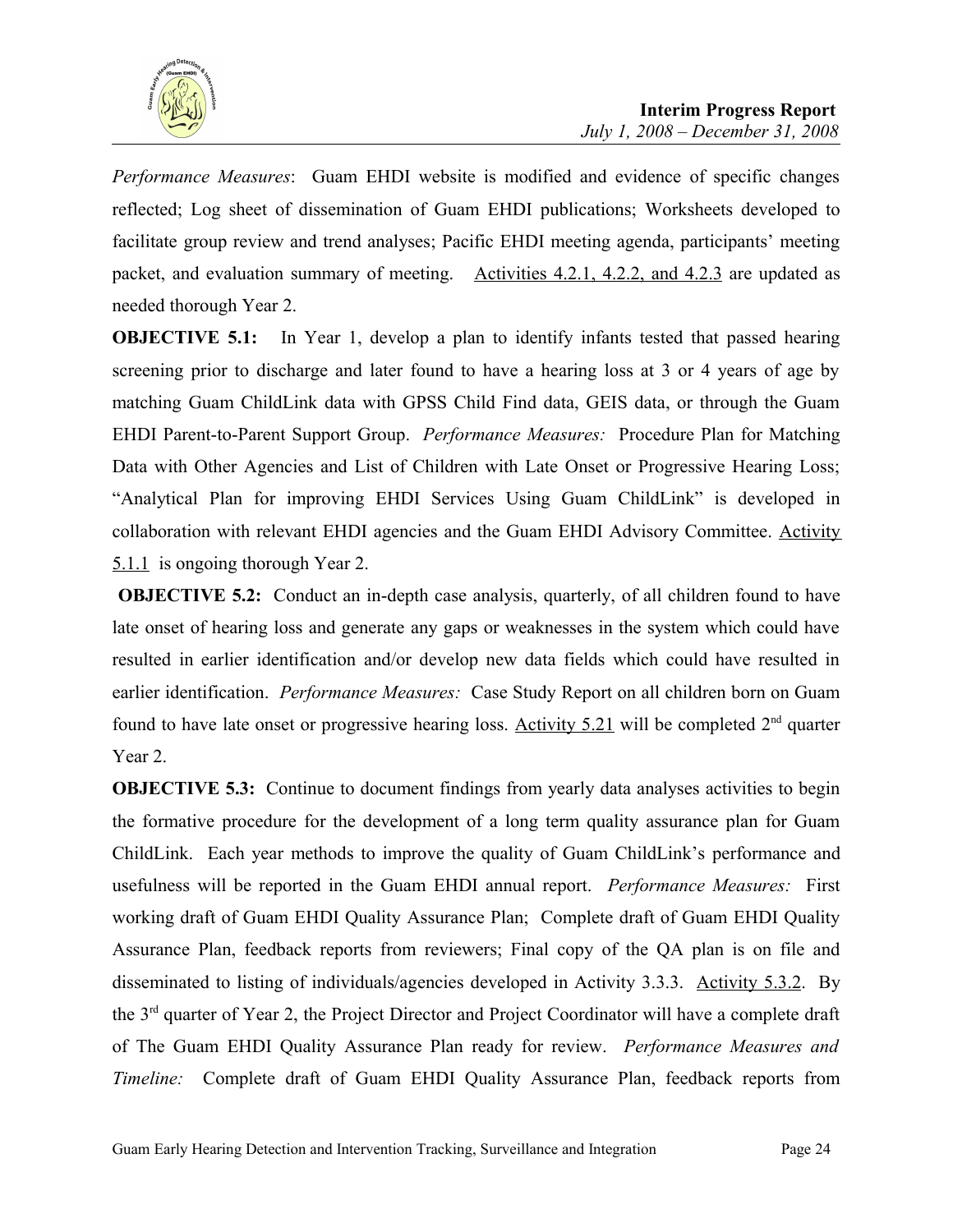*Performance Measures*: Guam EHDI website is modified and evidence of specific changes reflected; Log sheet of dissemination of Guam EHDI publications; Worksheets developed to facilitate group review and trend analyses; Pacific EHDI meeting agenda, participants' meeting packet, and evaluation summary of meeting. Activities 4.2.1, 4.2.2, and 4.2.3 are updated as needed thorough Year 2.

**OBJECTIVE 5.1:** In Year 1, develop a plan to identify infants tested that passed hearing screening prior to discharge and later found to have a hearing loss at 3 or 4 years of age by matching Guam ChildLink data with GPSS Child Find data, GEIS data, or through the Guam EHDI Parent-to-Parent Support Group. *Performance Measures:* Procedure Plan for Matching Data with Other Agencies and List of Children with Late Onset or Progressive Hearing Loss; "Analytical Plan for improving EHDI Services Using Guam ChildLink" is developed in collaboration with relevant EHDI agencies and the Guam EHDI Advisory Committee. Activity 5.1.1 is ongoing thorough Year 2.

**OBJECTIVE 5.2:** Conduct an in-depth case analysis, quarterly, of all children found to have late onset of hearing loss and generate any gaps or weaknesses in the system which could have resulted in earlier identification and/or develop new data fields which could have resulted in earlier identification. *Performance Measures:* Case Study Report on all children born on Guam found to have late onset or progressive hearing loss. Activity 5.21 will be completed 2nd quarter Year 2.

**OBJECTIVE 5.3:** Continue to document findings from yearly data analyses activities to begin the formative procedure for the development of a long term quality assurance plan for Guam ChildLink. Each year methods to improve the quality of Guam ChildLink's performance and usefulness will be reported in the Guam EHDI annual report. *Performance Measures:* First working draft of Guam EHDI Quality Assurance Plan; Complete draft of Guam EHDI Quality Assurance Plan, feedback reports from reviewers; Final copy of the QA plan is on file and disseminated to listing of individuals/agencies developed in Activity 3.3.3. Activity 5.3.2. By the 3rd quarter of Year 2, the Project Director and Project Coordinator will have a complete draft of The Guam EHDI Quality Assurance Plan ready for review. *Performance Measures and Timeline:* Complete draft of Guam EHDI Quality Assurance Plan, feedback reports from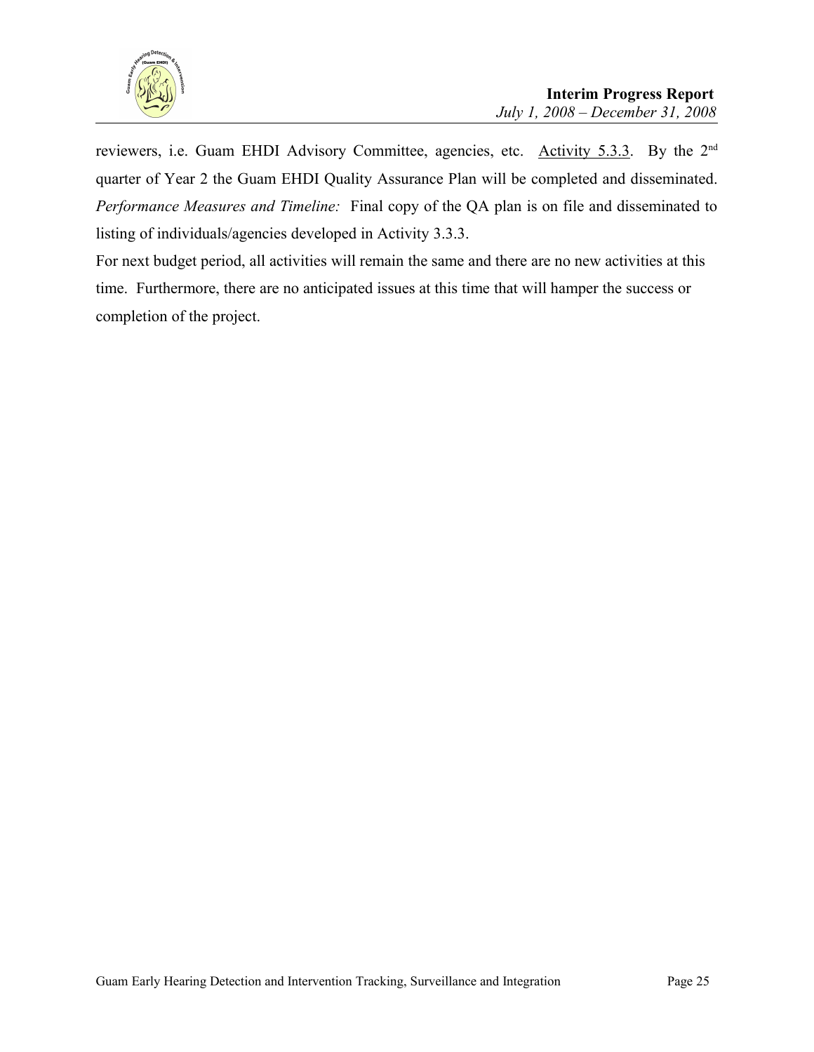reviewers, i.e. Guam EHDI Advisory Committee, agencies, etc. Activity 5.3.3. By the 2nd quarter of Year 2 the Guam EHDI Quality Assurance Plan will be completed and disseminated. *Performance Measures and Timeline:* Final copy of the QA plan is on file and disseminated to listing of individuals/agencies developed in Activity 3.3.3.

For next budget period, all activities will remain the same and there are no new activities at this time. Furthermore, there are no anticipated issues at this time that will hamper the success or completion of the project.